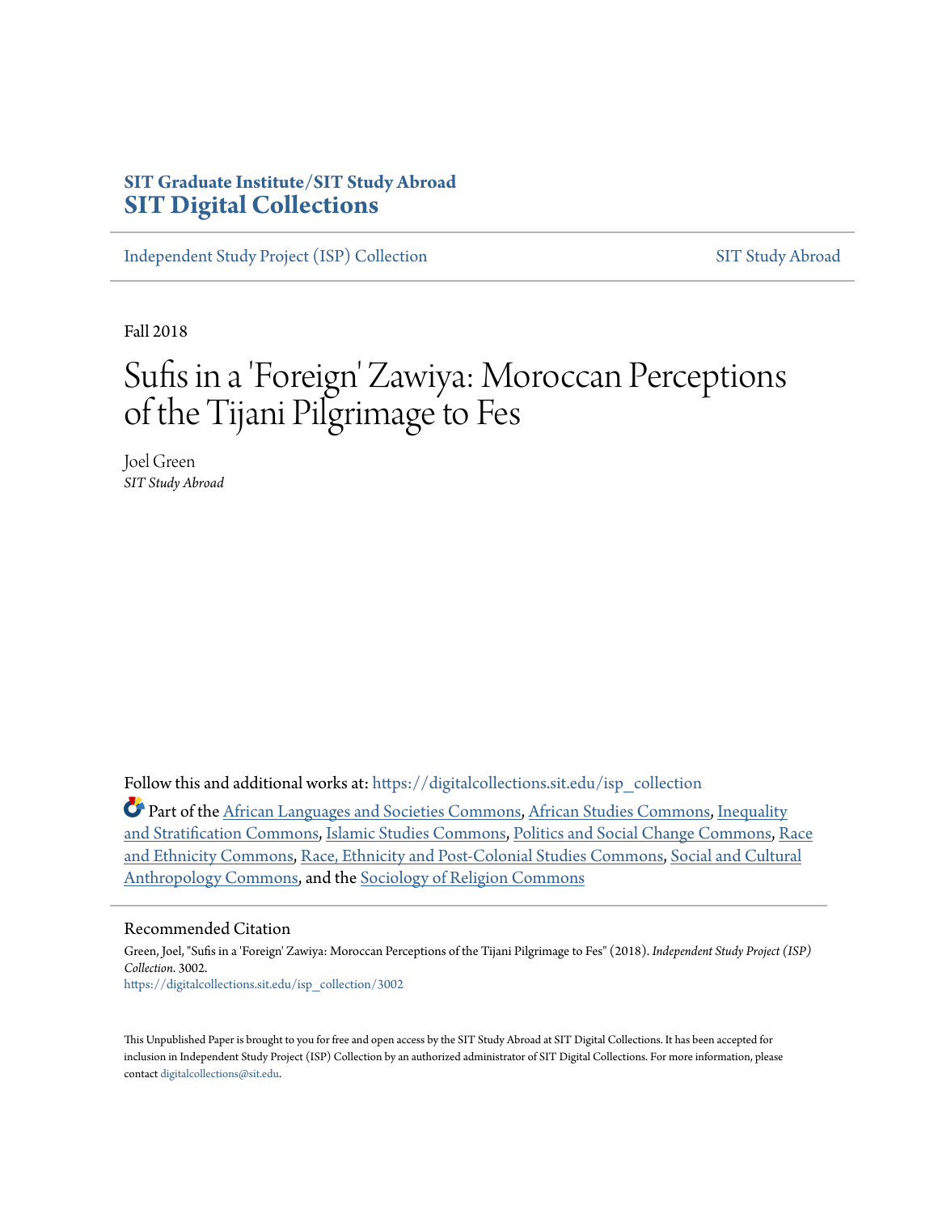SIT Graduate Institute/SIT Study Abroad
**SIT Digital Collections**

Independent Study Project (ISP) Collection | SIT Study Abroad

Fall 2018

# Sufis in a 'Foreign' Zawiya: Moroccan Perceptions of the Tijani Pilgrimage to Fes

Joel Green
*SIT Study Abroad*

Follow this and additional works at: https://digitalcollections.sit.edu/isp_collection

Part of the African Languages and Societies Commons, African Studies Commons, Inequality and Stratification Commons, Islamic Studies Commons, Politics and Social Change Commons, Race and Ethnicity Commons, Race, Ethnicity and Post-Colonial Studies Commons, Social and Cultural Anthropology Commons, and the Sociology of Religion Commons

## Recommended Citation

Green, Joel, "Sufis in a 'Foreign' Zawiya: Moroccan Perceptions of the Tijani Pilgrimage to Fes" (2018). *Independent Study Project (ISP) Collection*. 3002.
https://digitalcollections.sit.edu/isp_collection/3002

This Unpublished Paper is brought to you for free and open access by the SIT Study Abroad at SIT Digital Collections. It has been accepted for inclusion in Independent Study Project (ISP) Collection by an authorized administrator of SIT Digital Collections. For more information, please contact digitalcollections@sit.edu.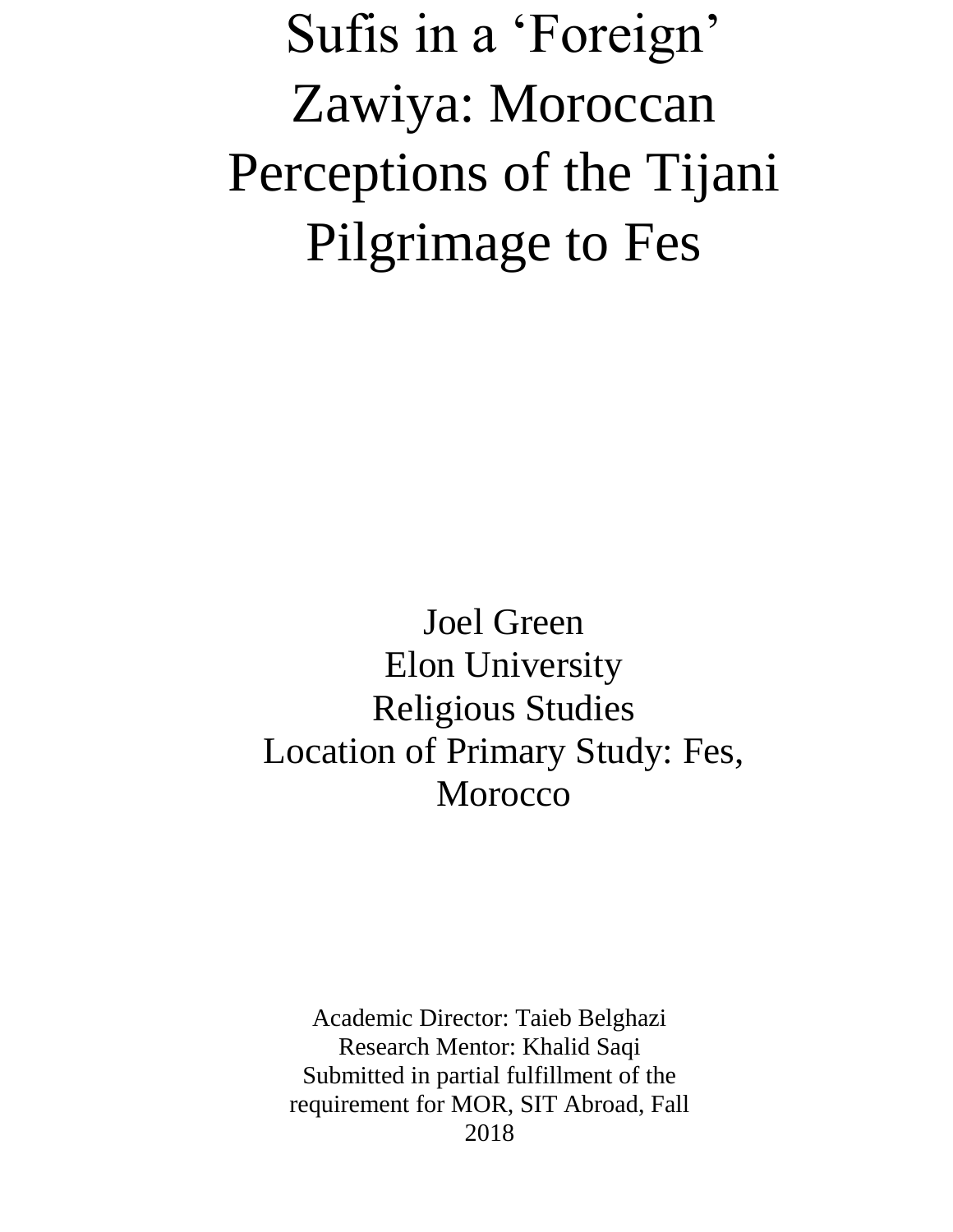# Sufis in a 'Foreign' Zawiya: Moroccan Perceptions of the Tijani Pilgrimage to Fes

Joel Green
Elon University
Religious Studies
Location of Primary Study: Fes, Morocco

Academic Director: Taieb Belghazi
Research Mentor: Khalid Saqi
Submitted in partial fulfillment of the requirement for MOR, SIT Abroad, Fall 2018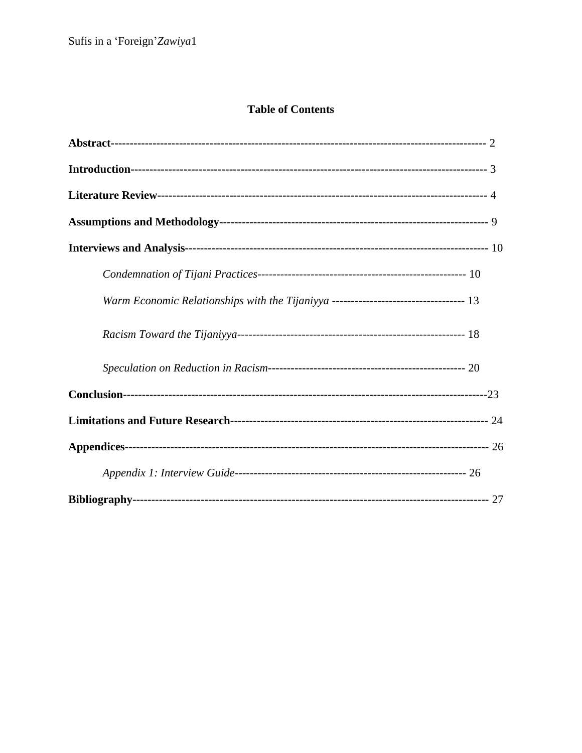## Table of Contents

**Abstract**------------------------------------------------------------------------------------------------ 2

**Introduction**--------------------------------------------------------------------------------------------- 3

**Literature Review**---------------------------------------------------------------------------------------- 4

**Assumptions and Methodology**----------------------------------------------------------------------- 9

**Interviews and Analysis**------------------------------------------------------------------------------ 10

*Condemnation of Tijani Practices*------------------------------------------------------- 10

*Warm Economic Relationships with the Tijaniyya* ----------------------------------- 13

*Racism Toward the Tijaniyya*------------------------------------------------------------ 18

*Speculation on Reduction in Racism*---------------------------------------------------- 20

**Conclusion**-----------------------------------------------------------------------------------------------23

**Limitations and Future Research**------------------------------------------------------------------- 24

**Appendices**---------------------------------------------------------------------------------------------- 26

*Appendix 1: Interview Guide*------------------------------------------------------------- 26

**Bibliography**-------------------------------------------------------------------------------------------- 27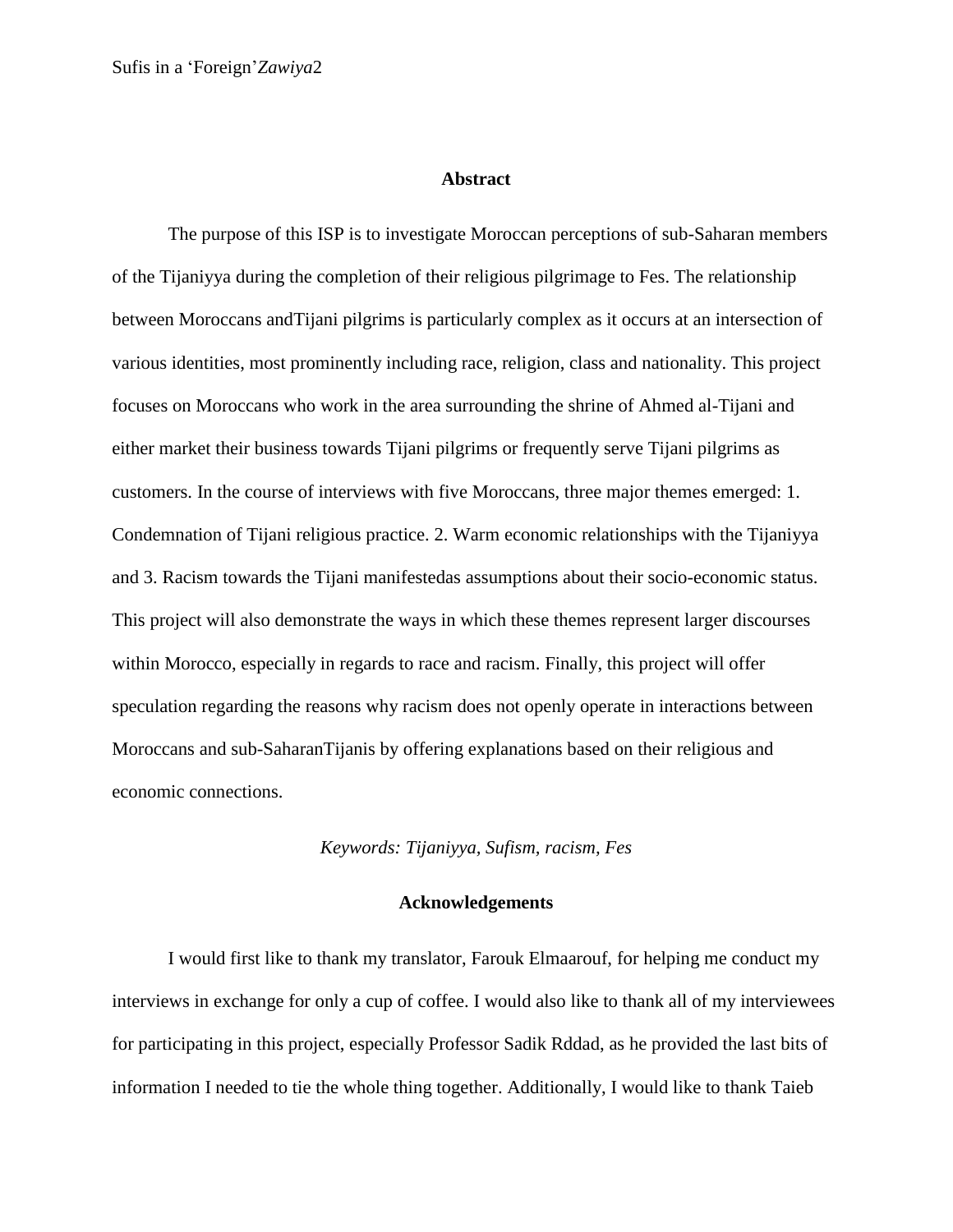## Abstract

The purpose of this ISP is to investigate Moroccan perceptions of sub-Saharan members of the Tijaniyya during the completion of their religious pilgrimage to Fes. The relationship between Moroccans andTijani pilgrims is particularly complex as it occurs at an intersection of various identities, most prominently including race, religion, class and nationality. This project focuses on Moroccans who work in the area surrounding the shrine of Ahmed al-Tijani and either market their business towards Tijani pilgrims or frequently serve Tijani pilgrims as customers. In the course of interviews with five Moroccans, three major themes emerged: 1. Condemnation of Tijani religious practice. 2. Warm economic relationships with the Tijaniyya and 3. Racism towards the Tijani manifestedas assumptions about their socio-economic status. This project will also demonstrate the ways in which these themes represent larger discourses within Morocco, especially in regards to race and racism. Finally, this project will offer speculation regarding the reasons why racism does not openly operate in interactions between Moroccans and sub-SaharanTijanis by offering explanations based on their religious and economic connections.

*Keywords: Tijaniyya, Sufism, racism, Fes*

## Acknowledgements

I would first like to thank my translator, Farouk Elmaarouf, for helping me conduct my interviews in exchange for only a cup of coffee. I would also like to thank all of my interviewees for participating in this project, especially Professor Sadik Rddad, as he provided the last bits of information I needed to tie the whole thing together. Additionally, I would like to thank Taieb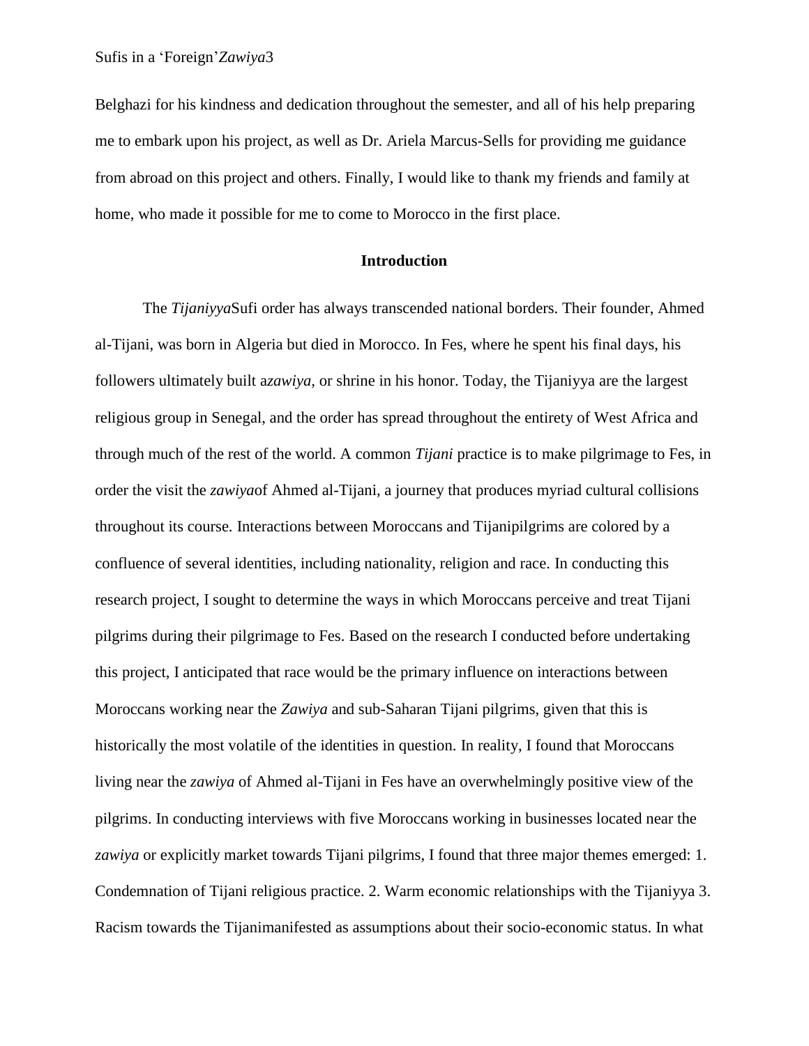Belghazi for his kindness and dedication throughout the semester, and all of his help preparing me to embark upon his project, as well as Dr. Ariela Marcus-Sells for providing me guidance from abroad on this project and others. Finally, I would like to thank my friends and family at home, who made it possible for me to come to Morocco in the first place.

## Introduction

The *Tijaniyya*Sufi order has always transcended national borders. Their founder, Ahmed al-Tijani, was born in Algeria but died in Morocco. In Fes, where he spent his final days, his followers ultimately built a*zawiya*, or shrine in his honor. Today, the Tijaniyya are the largest religious group in Senegal, and the order has spread throughout the entirety of West Africa and through much of the rest of the world. A common *Tijani* practice is to make pilgrimage to Fes, in order the visit the *zawiya*of Ahmed al-Tijani, a journey that produces myriad cultural collisions throughout its course. Interactions between Moroccans and Tijanipilgrims are colored by a confluence of several identities, including nationality, religion and race. In conducting this research project, I sought to determine the ways in which Moroccans perceive and treat Tijani pilgrims during their pilgrimage to Fes. Based on the research I conducted before undertaking this project, I anticipated that race would be the primary influence on interactions between Moroccans working near the *Zawiya* and sub-Saharan Tijani pilgrims, given that this is historically the most volatile of the identities in question. In reality, I found that Moroccans living near the *zawiya* of Ahmed al-Tijani in Fes have an overwhelmingly positive view of the pilgrims. In conducting interviews with five Moroccans working in businesses located near the *zawiya* or explicitly market towards Tijani pilgrims, I found that three major themes emerged: 1. Condemnation of Tijani religious practice. 2. Warm economic relationships with the Tijaniyya 3. Racism towards the Tijanimanifested as assumptions about their socio-economic status. In what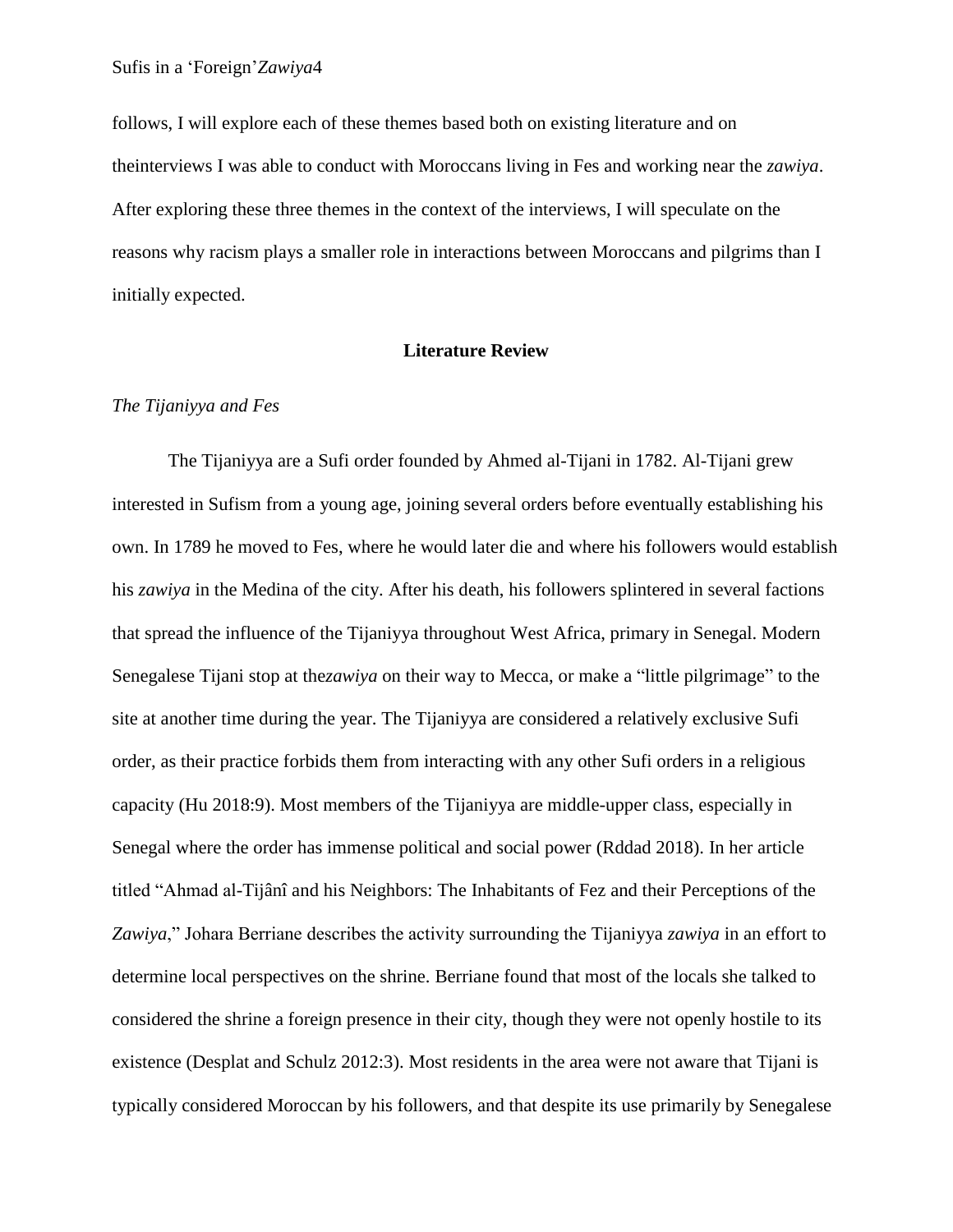follows, I will explore each of these themes based both on existing literature and on theinterviews I was able to conduct with Moroccans living in Fes and working near the *zawiya*. After exploring these three themes in the context of the interviews, I will speculate on the reasons why racism plays a smaller role in interactions between Moroccans and pilgrims than I initially expected.

## Literature Review

### *The Tijaniyya and Fes*

The Tijaniyya are a Sufi order founded by Ahmed al-Tijani in 1782. Al-Tijani grew interested in Sufism from a young age, joining several orders before eventually establishing his own. In 1789 he moved to Fes, where he would later die and where his followers would establish his *zawiya* in the Medina of the city. After his death, his followers splintered in several factions that spread the influence of the Tijaniyya throughout West Africa, primary in Senegal. Modern Senegalese Tijani stop at the*zawiya* on their way to Mecca, or make a "little pilgrimage" to the site at another time during the year. The Tijaniyya are considered a relatively exclusive Sufi order, as their practice forbids them from interacting with any other Sufi orders in a religious capacity (Hu 2018:9). Most members of the Tijaniyya are middle-upper class, especially in Senegal where the order has immense political and social power (Rddad 2018). In her article titled "Ahmad al-Tijânî and his Neighbors: The Inhabitants of Fez and their Perceptions of the *Zawiya*," Johara Berriane describes the activity surrounding the Tijaniyya *zawiya* in an effort to determine local perspectives on the shrine. Berriane found that most of the locals she talked to considered the shrine a foreign presence in their city, though they were not openly hostile to its existence (Desplat and Schulz 2012:3). Most residents in the area were not aware that Tijani is typically considered Moroccan by his followers, and that despite its use primarily by Senegalese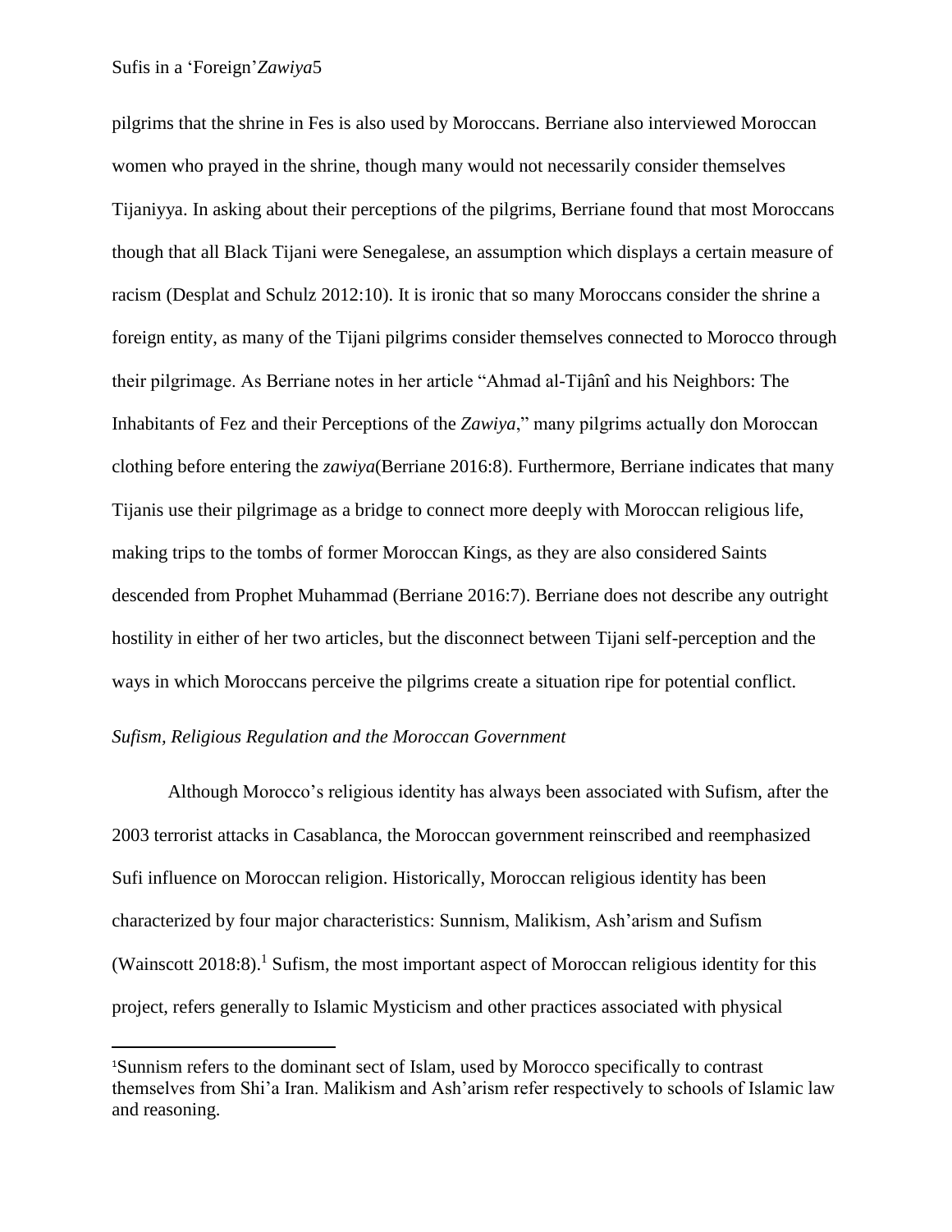pilgrims that the shrine in Fes is also used by Moroccans. Berriane also interviewed Moroccan women who prayed in the shrine, though many would not necessarily consider themselves Tijaniyya. In asking about their perceptions of the pilgrims, Berriane found that most Moroccans though that all Black Tijani were Senegalese, an assumption which displays a certain measure of racism (Desplat and Schulz 2012:10). It is ironic that so many Moroccans consider the shrine a foreign entity, as many of the Tijani pilgrims consider themselves connected to Morocco through their pilgrimage. As Berriane notes in her article "Ahmad al-Tijânî and his Neighbors: The Inhabitants of Fez and their Perceptions of the *Zawiya*," many pilgrims actually don Moroccan clothing before entering the *zawiya*(Berriane 2016:8). Furthermore, Berriane indicates that many Tijanis use their pilgrimage as a bridge to connect more deeply with Moroccan religious life, making trips to the tombs of former Moroccan Kings, as they are also considered Saints descended from Prophet Muhammad (Berriane 2016:7). Berriane does not describe any outright hostility in either of her two articles, but the disconnect between Tijani self-perception and the ways in which Moroccans perceive the pilgrims create a situation ripe for potential conflict.

*Sufism, Religious Regulation and the Moroccan Government*

Although Morocco's religious identity has always been associated with Sufism, after the 2003 terrorist attacks in Casablanca, the Moroccan government reinscribed and reemphasized Sufi influence on Moroccan religion. Historically, Moroccan religious identity has been characterized by four major characteristics: Sunnism, Malikism, Ash'arism and Sufism (Wainscott 2018:8).[1] Sufism, the most important aspect of Moroccan religious identity for this project, refers generally to Islamic Mysticism and other practices associated with physical

[1] Sunnism refers to the dominant sect of Islam, used by Morocco specifically to contrast themselves from Shi'a Iran. Malikism and Ash'arism refer respectively to schools of Islamic law and reasoning.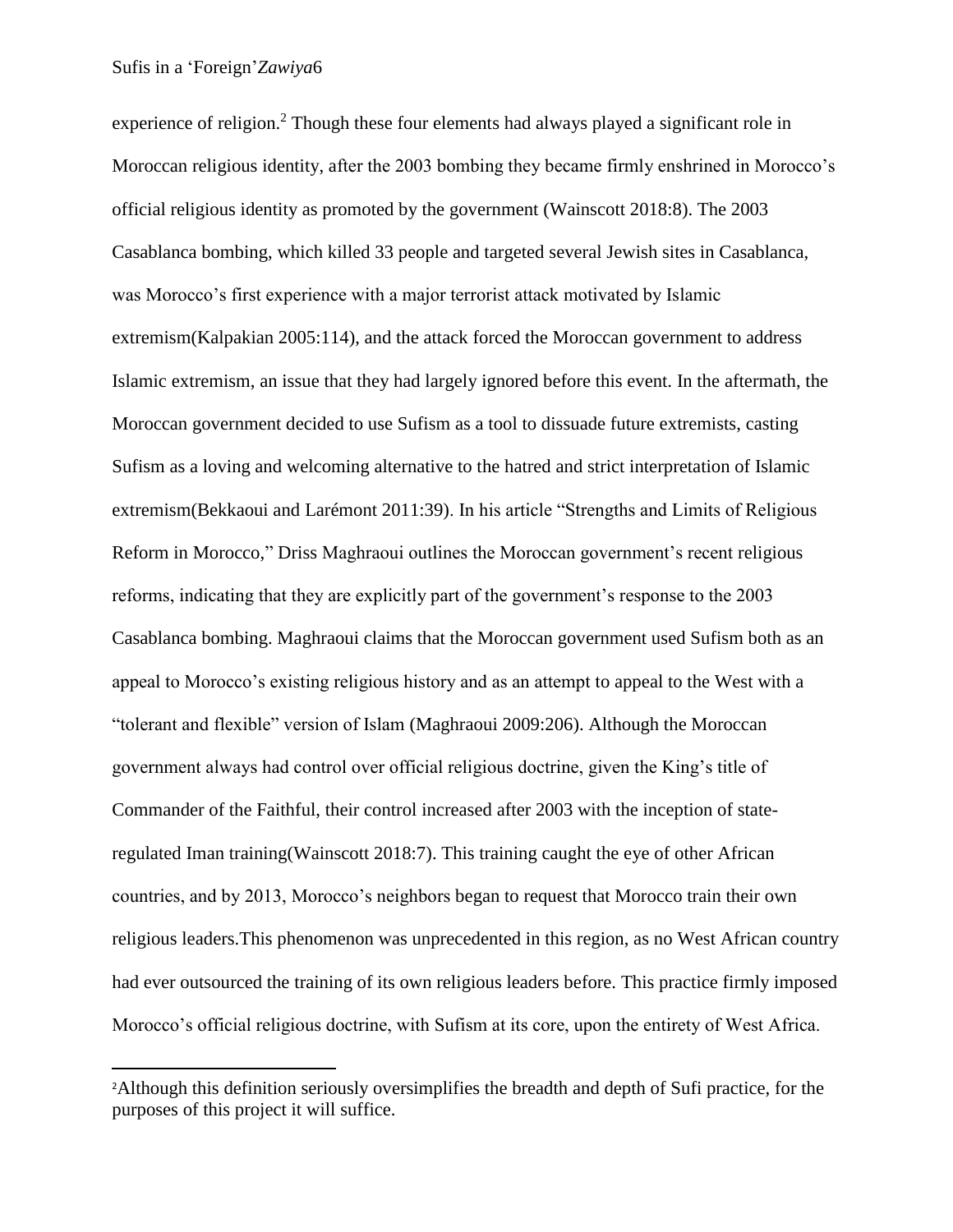experience of religion.[2] Though these four elements had always played a significant role in Moroccan religious identity, after the 2003 bombing they became firmly enshrined in Morocco's official religious identity as promoted by the government (Wainscott 2018:8). The 2003 Casablanca bombing, which killed 33 people and targeted several Jewish sites in Casablanca, was Morocco's first experience with a major terrorist attack motivated by Islamic extremism(Kalpakian 2005:114), and the attack forced the Moroccan government to address Islamic extremism, an issue that they had largely ignored before this event. In the aftermath, the Moroccan government decided to use Sufism as a tool to dissuade future extremists, casting Sufism as a loving and welcoming alternative to the hatred and strict interpretation of Islamic extremism(Bekkaoui and Larémont 2011:39). In his article "Strengths and Limits of Religious Reform in Morocco," Driss Maghraoui outlines the Moroccan government's recent religious reforms, indicating that they are explicitly part of the government's response to the 2003 Casablanca bombing. Maghraoui claims that the Moroccan government used Sufism both as an appeal to Morocco's existing religious history and as an attempt to appeal to the West with a "tolerant and flexible" version of Islam (Maghraoui 2009:206). Although the Moroccan government always had control over official religious doctrine, given the King's title of Commander of the Faithful, their control increased after 2003 with the inception of state-regulated Iman training(Wainscott 2018:7). This training caught the eye of other African countries, and by 2013, Morocco's neighbors began to request that Morocco train their own religious leaders.This phenomenon was unprecedented in this region, as no West African country had ever outsourced the training of its own religious leaders before. This practice firmly imposed Morocco's official religious doctrine, with Sufism at its core, upon the entirety of West Africa.

[2]Although this definition seriously oversimplifies the breadth and depth of Sufi practice, for the purposes of this project it will suffice.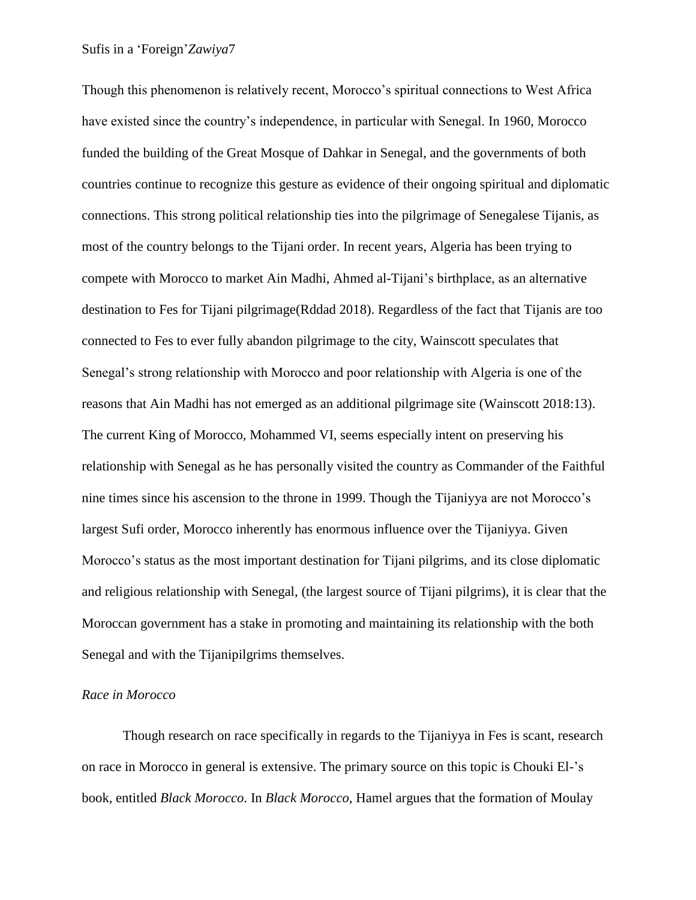Though this phenomenon is relatively recent, Morocco's spiritual connections to West Africa have existed since the country's independence, in particular with Senegal. In 1960, Morocco funded the building of the Great Mosque of Dahkar in Senegal, and the governments of both countries continue to recognize this gesture as evidence of their ongoing spiritual and diplomatic connections. This strong political relationship ties into the pilgrimage of Senegalese Tijanis, as most of the country belongs to the Tijani order. In recent years, Algeria has been trying to compete with Morocco to market Ain Madhi, Ahmed al-Tijani's birthplace, as an alternative destination to Fes for Tijani pilgrimage(Rddad 2018). Regardless of the fact that Tijanis are too connected to Fes to ever fully abandon pilgrimage to the city, Wainscott speculates that Senegal's strong relationship with Morocco and poor relationship with Algeria is one of the reasons that Ain Madhi has not emerged as an additional pilgrimage site (Wainscott 2018:13). The current King of Morocco, Mohammed VI, seems especially intent on preserving his relationship with Senegal as he has personally visited the country as Commander of the Faithful nine times since his ascension to the throne in 1999. Though the Tijaniyya are not Morocco's largest Sufi order, Morocco inherently has enormous influence over the Tijaniyya. Given Morocco's status as the most important destination for Tijani pilgrims, and its close diplomatic and religious relationship with Senegal, (the largest source of Tijani pilgrims), it is clear that the Moroccan government has a stake in promoting and maintaining its relationship with the both Senegal and with the Tijanipilgrims themselves.

*Race in Morocco*

Though research on race specifically in regards to the Tijaniyya in Fes is scant, research on race in Morocco in general is extensive. The primary source on this topic is Chouki El-'s book, entitled *Black Morocco*. In *Black Morocco*, Hamel argues that the formation of Moulay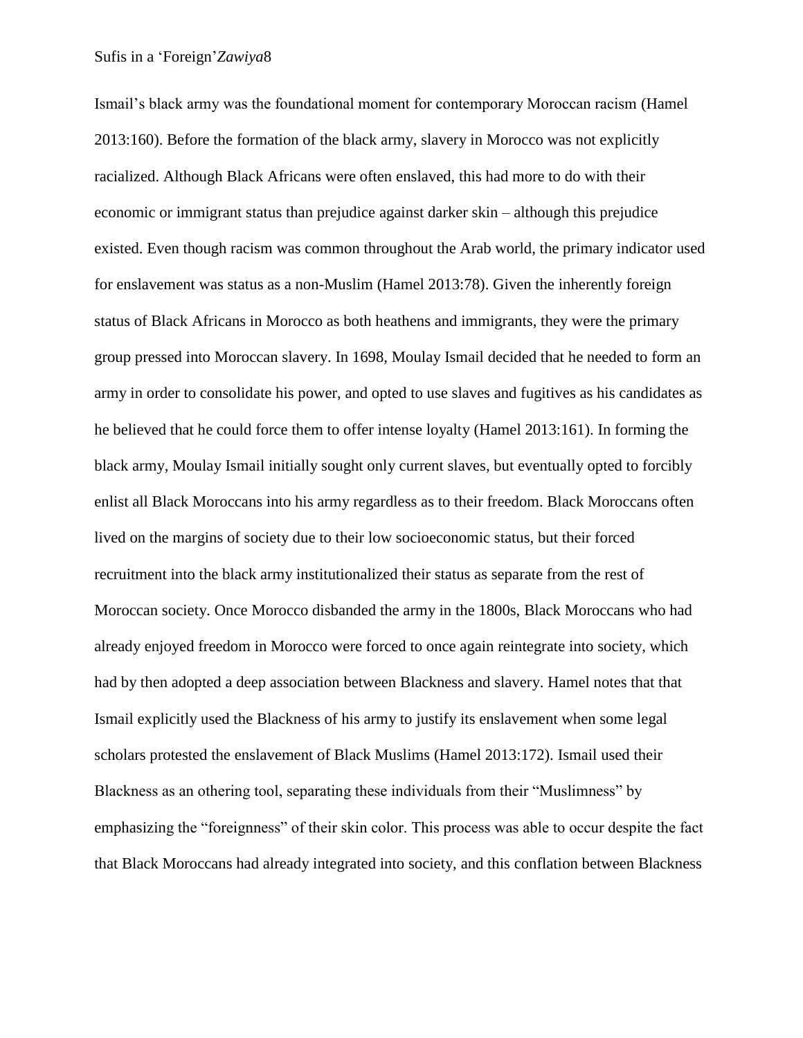Ismail's black army was the foundational moment for contemporary Moroccan racism (Hamel 2013:160). Before the formation of the black army, slavery in Morocco was not explicitly racialized. Although Black Africans were often enslaved, this had more to do with their economic or immigrant status than prejudice against darker skin – although this prejudice existed. Even though racism was common throughout the Arab world, the primary indicator used for enslavement was status as a non-Muslim (Hamel 2013:78). Given the inherently foreign status of Black Africans in Morocco as both heathens and immigrants, they were the primary group pressed into Moroccan slavery. In 1698, Moulay Ismail decided that he needed to form an army in order to consolidate his power, and opted to use slaves and fugitives as his candidates as he believed that he could force them to offer intense loyalty (Hamel 2013:161). In forming the black army, Moulay Ismail initially sought only current slaves, but eventually opted to forcibly enlist all Black Moroccans into his army regardless as to their freedom. Black Moroccans often lived on the margins of society due to their low socioeconomic status, but their forced recruitment into the black army institutionalized their status as separate from the rest of Moroccan society. Once Morocco disbanded the army in the 1800s, Black Moroccans who had already enjoyed freedom in Morocco were forced to once again reintegrate into society, which had by then adopted a deep association between Blackness and slavery. Hamel notes that that Ismail explicitly used the Blackness of his army to justify its enslavement when some legal scholars protested the enslavement of Black Muslims (Hamel 2013:172). Ismail used their Blackness as an othering tool, separating these individuals from their "Muslimness" by emphasizing the "foreignness" of their skin color. This process was able to occur despite the fact that Black Moroccans had already integrated into society, and this conflation between Blackness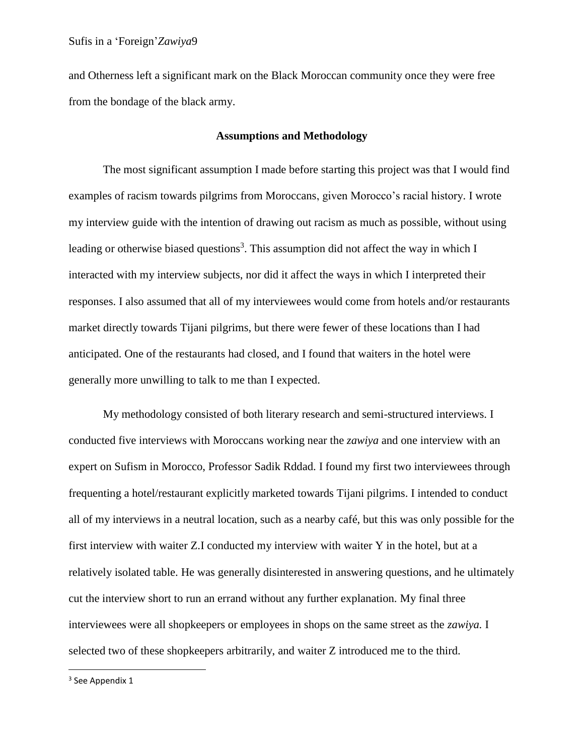and Otherness left a significant mark on the Black Moroccan community once they were free from the bondage of the black army.

## Assumptions and Methodology

The most significant assumption I made before starting this project was that I would find examples of racism towards pilgrims from Moroccans, given Morocco's racial history. I wrote my interview guide with the intention of drawing out racism as much as possible, without using leading or otherwise biased questions[3]. This assumption did not affect the way in which I interacted with my interview subjects, nor did it affect the ways in which I interpreted their responses. I also assumed that all of my interviewees would come from hotels and/or restaurants market directly towards Tijani pilgrims, but there were fewer of these locations than I had anticipated. One of the restaurants had closed, and I found that waiters in the hotel were generally more unwilling to talk to me than I expected.

My methodology consisted of both literary research and semi-structured interviews. I conducted five interviews with Moroccans working near the *zawiya* and one interview with an expert on Sufism in Morocco, Professor Sadik Rddad. I found my first two interviewees through frequenting a hotel/restaurant explicitly marketed towards Tijani pilgrims. I intended to conduct all of my interviews in a neutral location, such as a nearby café, but this was only possible for the first interview with waiter Z.I conducted my interview with waiter Y in the hotel, but at a relatively isolated table. He was generally disinterested in answering questions, and he ultimately cut the interview short to run an errand without any further explanation. My final three interviewees were all shopkeepers or employees in shops on the same street as the *zawiya*. I selected two of these shopkeepers arbitrarily, and waiter Z introduced me to the third.

---

[3] See Appendix 1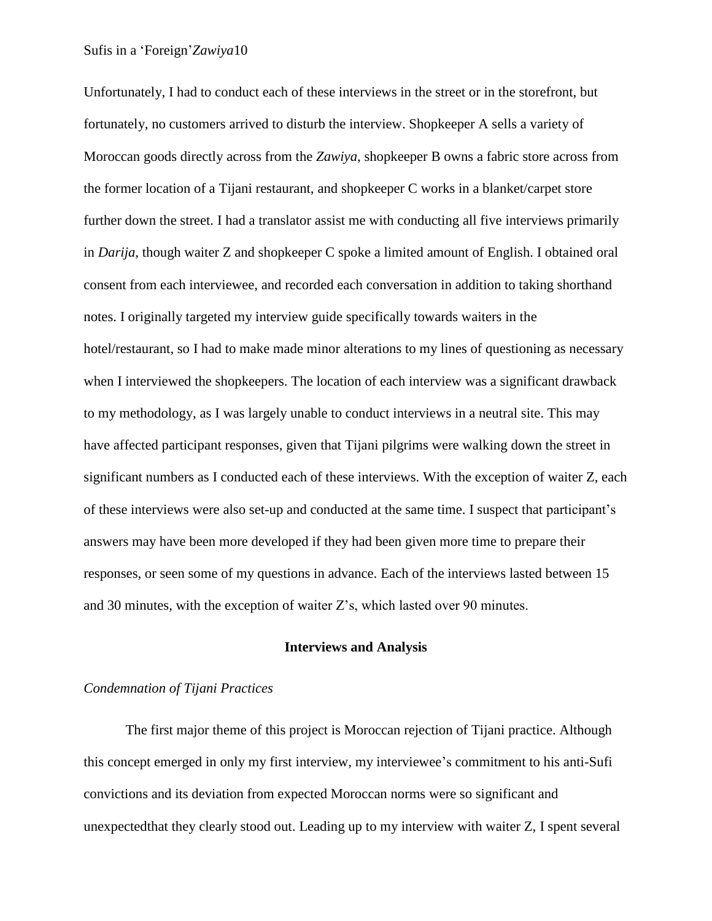Unfortunately, I had to conduct each of these interviews in the street or in the storefront, but fortunately, no customers arrived to disturb the interview. Shopkeeper A sells a variety of Moroccan goods directly across from the *Zawiya*, shopkeeper B owns a fabric store across from the former location of a Tijani restaurant, and shopkeeper C works in a blanket/carpet store further down the street. I had a translator assist me with conducting all five interviews primarily in *Darija*, though waiter Z and shopkeeper C spoke a limited amount of English. I obtained oral consent from each interviewee, and recorded each conversation in addition to taking shorthand notes. I originally targeted my interview guide specifically towards waiters in the hotel/restaurant, so I had to make made minor alterations to my lines of questioning as necessary when I interviewed the shopkeepers. The location of each interview was a significant drawback to my methodology, as I was largely unable to conduct interviews in a neutral site. This may have affected participant responses, given that Tijani pilgrims were walking down the street in significant numbers as I conducted each of these interviews. With the exception of waiter Z, each of these interviews were also set-up and conducted at the same time. I suspect that participant's answers may have been more developed if they had been given more time to prepare their responses, or seen some of my questions in advance. Each of the interviews lasted between 15 and 30 minutes, with the exception of waiter Z's, which lasted over 90 minutes.

## Interviews and Analysis

### *Condemnation of Tijani Practices*

The first major theme of this project is Moroccan rejection of Tijani practice. Although this concept emerged in only my first interview, my interviewee's commitment to his anti-Sufi convictions and its deviation from expected Moroccan norms were so significant and unexpectedthat they clearly stood out. Leading up to my interview with waiter Z, I spent several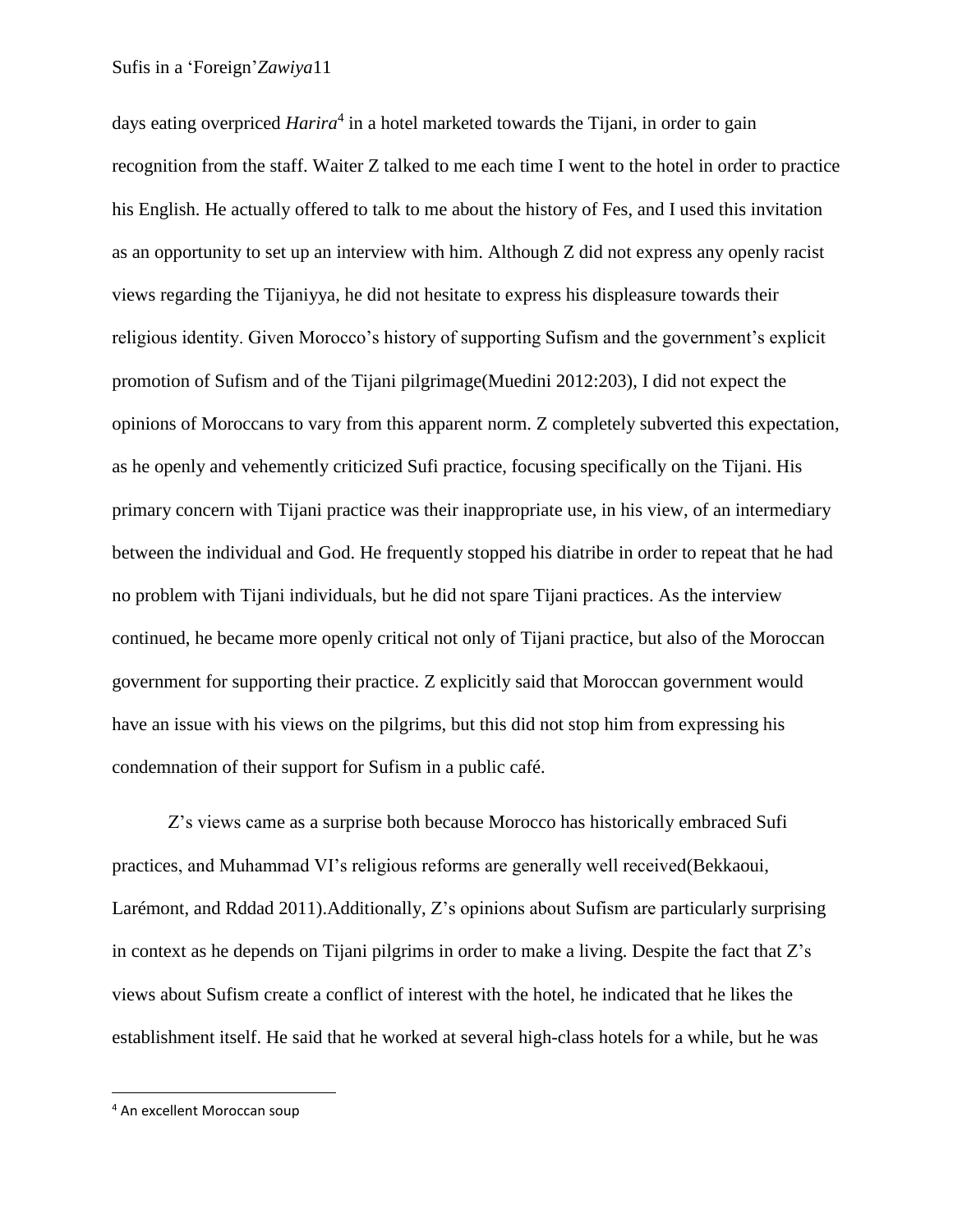days eating overpriced *Harira*[4] in a hotel marketed towards the Tijani, in order to gain recognition from the staff. Waiter Z talked to me each time I went to the hotel in order to practice his English. He actually offered to talk to me about the history of Fes, and I used this invitation as an opportunity to set up an interview with him. Although Z did not express any openly racist views regarding the Tijaniyya, he did not hesitate to express his displeasure towards their religious identity. Given Morocco's history of supporting Sufism and the government's explicit promotion of Sufism and of the Tijani pilgrimage(Muedini 2012:203), I did not expect the opinions of Moroccans to vary from this apparent norm. Z completely subverted this expectation, as he openly and vehemently criticized Sufi practice, focusing specifically on the Tijani. His primary concern with Tijani practice was their inappropriate use, in his view, of an intermediary between the individual and God. He frequently stopped his diatribe in order to repeat that he had no problem with Tijani individuals, but he did not spare Tijani practices. As the interview continued, he became more openly critical not only of Tijani practice, but also of the Moroccan government for supporting their practice. Z explicitly said that Moroccan government would have an issue with his views on the pilgrims, but this did not stop him from expressing his condemnation of their support for Sufism in a public café.

Z's views came as a surprise both because Morocco has historically embraced Sufi practices, and Muhammad VI's religious reforms are generally well received(Bekkaoui, Larémont, and Rddad 2011).Additionally, Z's opinions about Sufism are particularly surprising in context as he depends on Tijani pilgrims in order to make a living. Despite the fact that Z's views about Sufism create a conflict of interest with the hotel, he indicated that he likes the establishment itself. He said that he worked at several high-class hotels for a while, but he was

---

[4] An excellent Moroccan soup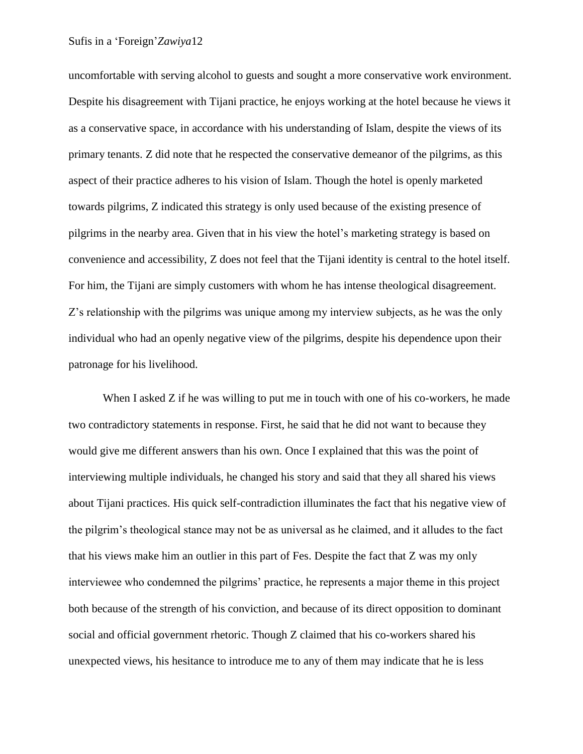uncomfortable with serving alcohol to guests and sought a more conservative work environment. Despite his disagreement with Tijani practice, he enjoys working at the hotel because he views it as a conservative space, in accordance with his understanding of Islam, despite the views of its primary tenants. Z did note that he respected the conservative demeanor of the pilgrims, as this aspect of their practice adheres to his vision of Islam. Though the hotel is openly marketed towards pilgrims, Z indicated this strategy is only used because of the existing presence of pilgrims in the nearby area. Given that in his view the hotel's marketing strategy is based on convenience and accessibility, Z does not feel that the Tijani identity is central to the hotel itself. For him, the Tijani are simply customers with whom he has intense theological disagreement. Z's relationship with the pilgrims was unique among my interview subjects, as he was the only individual who had an openly negative view of the pilgrims, despite his dependence upon their patronage for his livelihood.

When I asked Z if he was willing to put me in touch with one of his co-workers, he made two contradictory statements in response. First, he said that he did not want to because they would give me different answers than his own. Once I explained that this was the point of interviewing multiple individuals, he changed his story and said that they all shared his views about Tijani practices. His quick self-contradiction illuminates the fact that his negative view of the pilgrim's theological stance may not be as universal as he claimed, and it alludes to the fact that his views make him an outlier in this part of Fes. Despite the fact that Z was my only interviewee who condemned the pilgrims' practice, he represents a major theme in this project both because of the strength of his conviction, and because of its direct opposition to dominant social and official government rhetoric. Though Z claimed that his co-workers shared his unexpected views, his hesitance to introduce me to any of them may indicate that he is less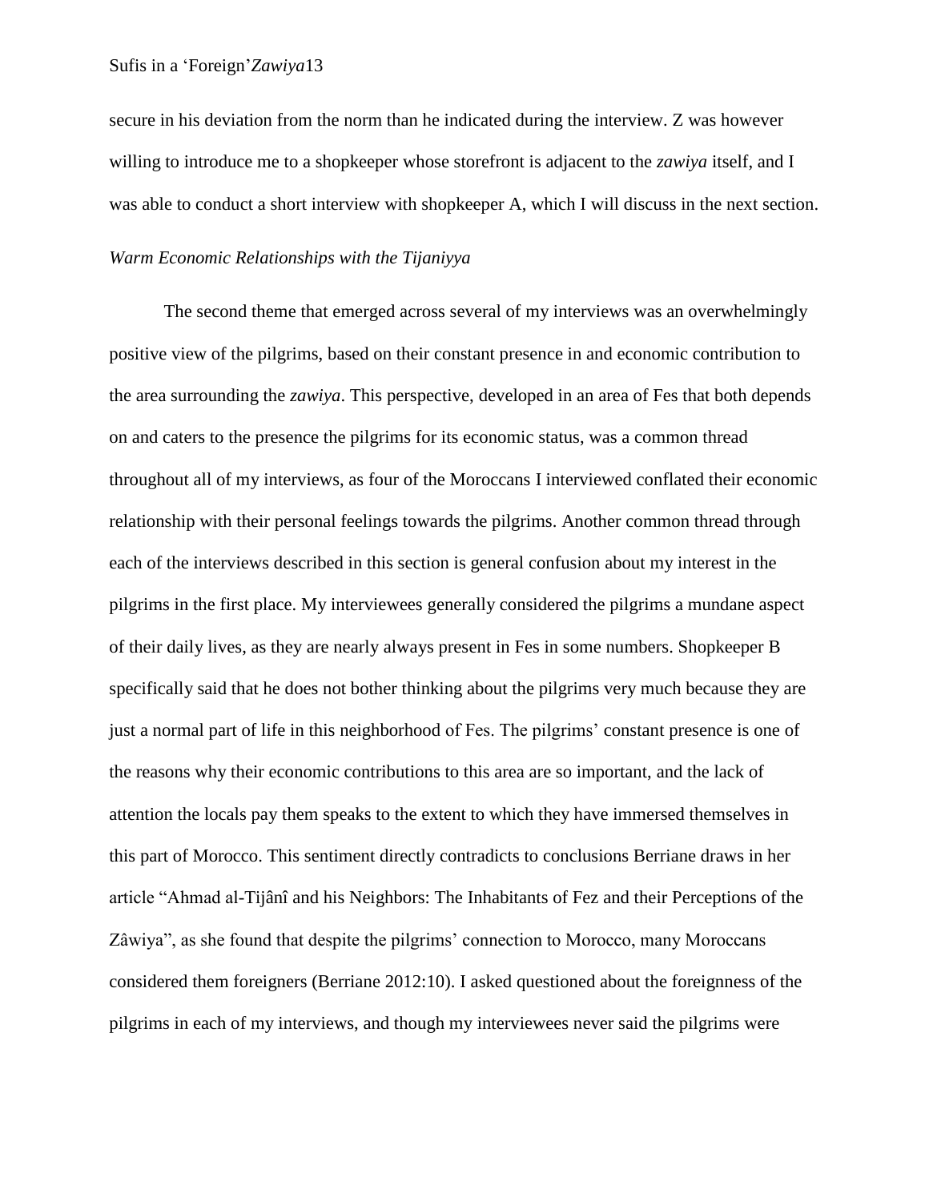secure in his deviation from the norm than he indicated during the interview. Z was however willing to introduce me to a shopkeeper whose storefront is adjacent to the *zawiya* itself, and I was able to conduct a short interview with shopkeeper A, which I will discuss in the next section.

### *Warm Economic Relationships with the Tijaniyya*

The second theme that emerged across several of my interviews was an overwhelmingly positive view of the pilgrims, based on their constant presence in and economic contribution to the area surrounding the *zawiya*. This perspective, developed in an area of Fes that both depends on and caters to the presence the pilgrims for its economic status, was a common thread throughout all of my interviews, as four of the Moroccans I interviewed conflated their economic relationship with their personal feelings towards the pilgrims. Another common thread through each of the interviews described in this section is general confusion about my interest in the pilgrims in the first place. My interviewees generally considered the pilgrims a mundane aspect of their daily lives, as they are nearly always present in Fes in some numbers. Shopkeeper B specifically said that he does not bother thinking about the pilgrims very much because they are just a normal part of life in this neighborhood of Fes. The pilgrims' constant presence is one of the reasons why their economic contributions to this area are so important, and the lack of attention the locals pay them speaks to the extent to which they have immersed themselves in this part of Morocco. This sentiment directly contradicts to conclusions Berriane draws in her article "Ahmad al-Tijânî and his Neighbors: The Inhabitants of Fez and their Perceptions of the Zâwiya", as she found that despite the pilgrims' connection to Morocco, many Moroccans considered them foreigners (Berriane 2012:10). I asked questioned about the foreignness of the pilgrims in each of my interviews, and though my interviewees never said the pilgrims were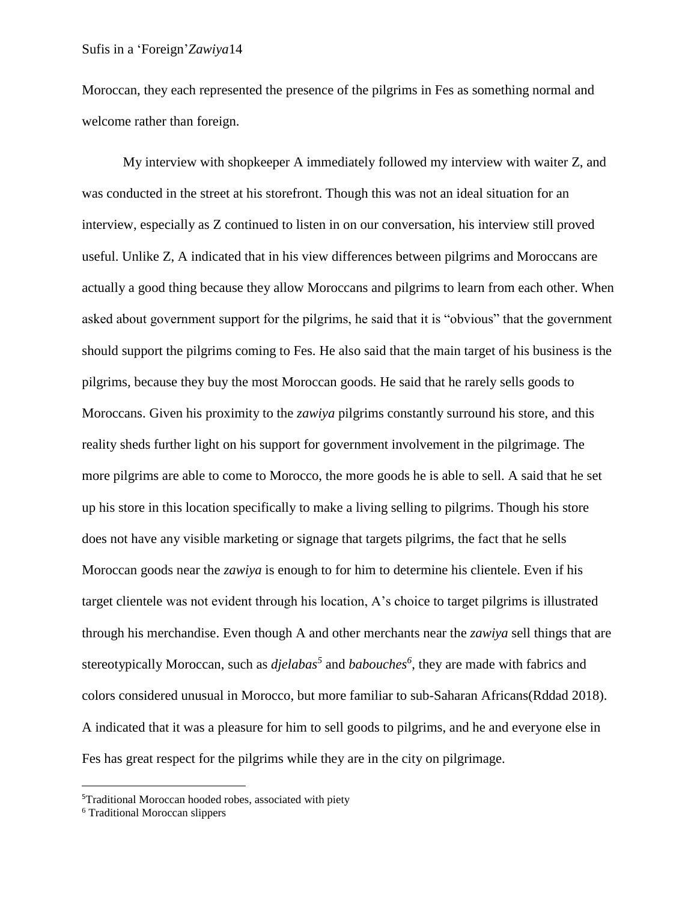Moroccan, they each represented the presence of the pilgrims in Fes as something normal and welcome rather than foreign.

My interview with shopkeeper A immediately followed my interview with waiter Z, and was conducted in the street at his storefront. Though this was not an ideal situation for an interview, especially as Z continued to listen in on our conversation, his interview still proved useful. Unlike Z, A indicated that in his view differences between pilgrims and Moroccans are actually a good thing because they allow Moroccans and pilgrims to learn from each other. When asked about government support for the pilgrims, he said that it is “obvious” that the government should support the pilgrims coming to Fes. He also said that the main target of his business is the pilgrims, because they buy the most Moroccan goods. He said that he rarely sells goods to Moroccans. Given his proximity to the *zawiya* pilgrims constantly surround his store, and this reality sheds further light on his support for government involvement in the pilgrimage. The more pilgrims are able to come to Morocco, the more goods he is able to sell. A said that he set up his store in this location specifically to make a living selling to pilgrims. Though his store does not have any visible marketing or signage that targets pilgrims, the fact that he sells Moroccan goods near the *zawiya* is enough to for him to determine his clientele. Even if his target clientele was not evident through his location, A’s choice to target pilgrims is illustrated through his merchandise. Even though A and other merchants near the *zawiya* sell things that are stereotypically Moroccan, such as *djelabas*[5] and *babouches*[6], they are made with fabrics and colors considered unusual in Morocco, but more familiar to sub-Saharan Africans(Rddad 2018). A indicated that it was a pleasure for him to sell goods to pilgrims, and he and everyone else in Fes has great respect for the pilgrims while they are in the city on pilgrimage.

---

[5] Traditional Moroccan hooded robes, associated with piety

[6] Traditional Moroccan slippers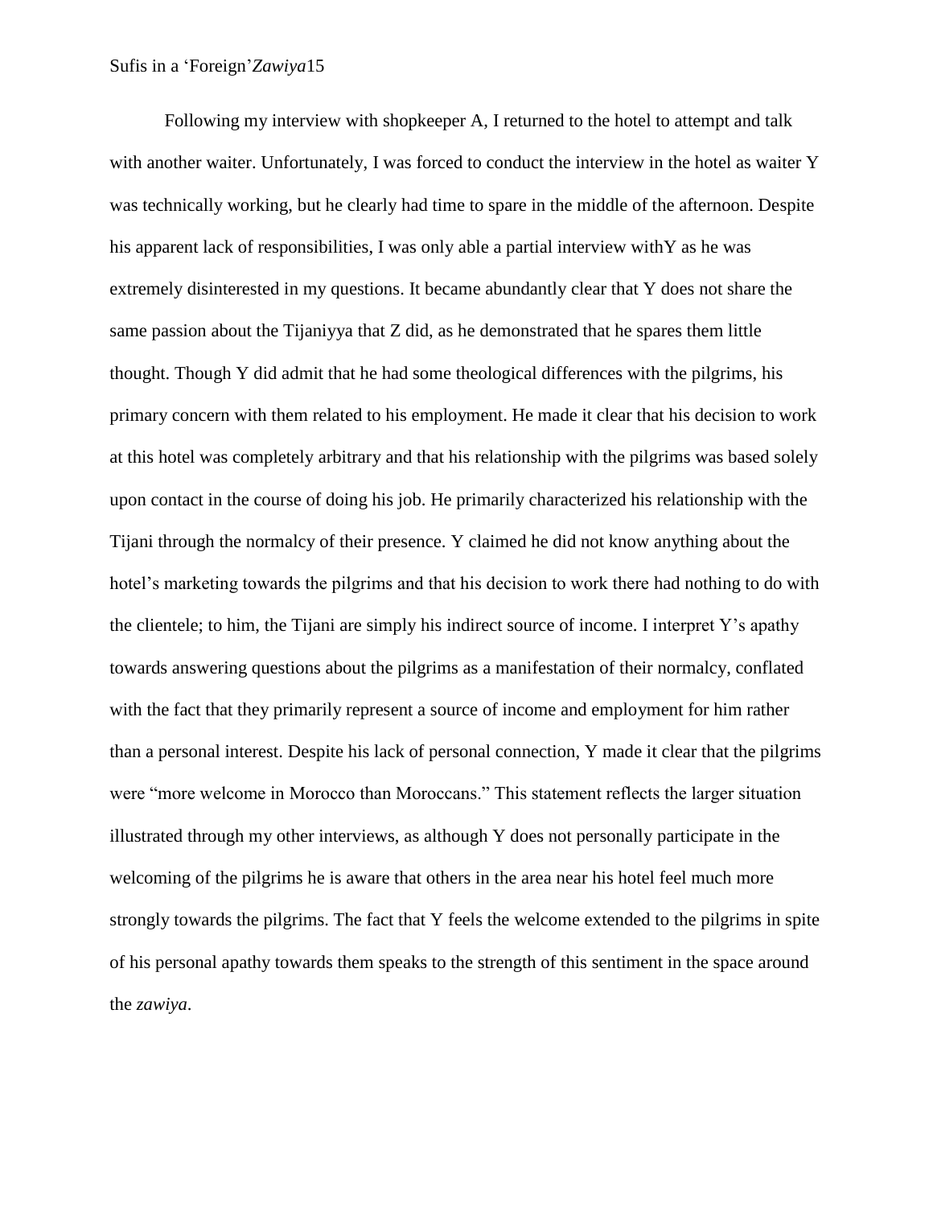Following my interview with shopkeeper A, I returned to the hotel to attempt and talk with another waiter. Unfortunately, I was forced to conduct the interview in the hotel as waiter Y was technically working, but he clearly had time to spare in the middle of the afternoon. Despite his apparent lack of responsibilities, I was only able a partial interview withY as he was extremely disinterested in my questions. It became abundantly clear that Y does not share the same passion about the Tijaniyya that Z did, as he demonstrated that he spares them little thought. Though Y did admit that he had some theological differences with the pilgrims, his primary concern with them related to his employment. He made it clear that his decision to work at this hotel was completely arbitrary and that his relationship with the pilgrims was based solely upon contact in the course of doing his job. He primarily characterized his relationship with the Tijani through the normalcy of their presence. Y claimed he did not know anything about the hotel's marketing towards the pilgrims and that his decision to work there had nothing to do with the clientele; to him, the Tijani are simply his indirect source of income. I interpret Y's apathy towards answering questions about the pilgrims as a manifestation of their normalcy, conflated with the fact that they primarily represent a source of income and employment for him rather than a personal interest. Despite his lack of personal connection, Y made it clear that the pilgrims were "more welcome in Morocco than Moroccans." This statement reflects the larger situation illustrated through my other interviews, as although Y does not personally participate in the welcoming of the pilgrims he is aware that others in the area near his hotel feel much more strongly towards the pilgrims. The fact that Y feels the welcome extended to the pilgrims in spite of his personal apathy towards them speaks to the strength of this sentiment in the space around the *zawiya*.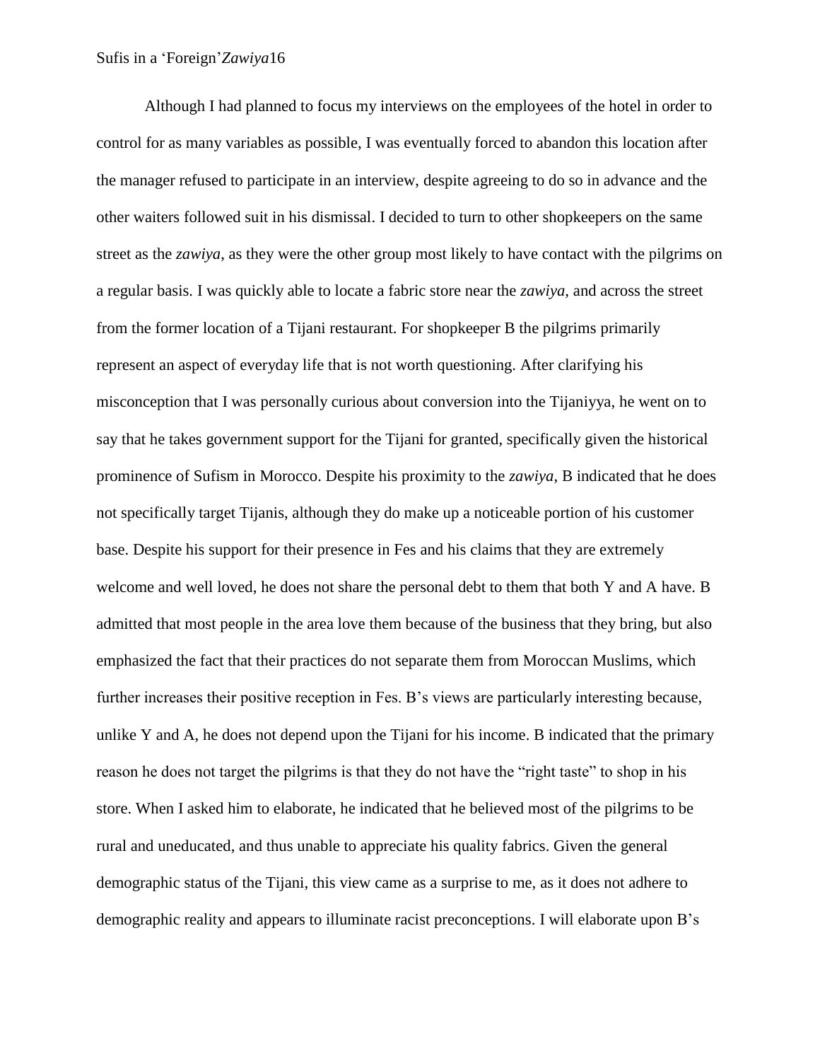Although I had planned to focus my interviews on the employees of the hotel in order to control for as many variables as possible, I was eventually forced to abandon this location after the manager refused to participate in an interview, despite agreeing to do so in advance and the other waiters followed suit in his dismissal. I decided to turn to other shopkeepers on the same street as the *zawiya*, as they were the other group most likely to have contact with the pilgrims on a regular basis. I was quickly able to locate a fabric store near the *zawiya*, and across the street from the former location of a Tijani restaurant. For shopkeeper B the pilgrims primarily represent an aspect of everyday life that is not worth questioning. After clarifying his misconception that I was personally curious about conversion into the Tijaniyya, he went on to say that he takes government support for the Tijani for granted, specifically given the historical prominence of Sufism in Morocco. Despite his proximity to the *zawiya*, B indicated that he does not specifically target Tijanis, although they do make up a noticeable portion of his customer base. Despite his support for their presence in Fes and his claims that they are extremely welcome and well loved, he does not share the personal debt to them that both Y and A have. B admitted that most people in the area love them because of the business that they bring, but also emphasized the fact that their practices do not separate them from Moroccan Muslims, which further increases their positive reception in Fes. B's views are particularly interesting because, unlike Y and A, he does not depend upon the Tijani for his income. B indicated that the primary reason he does not target the pilgrims is that they do not have the "right taste" to shop in his store. When I asked him to elaborate, he indicated that he believed most of the pilgrims to be rural and uneducated, and thus unable to appreciate his quality fabrics. Given the general demographic status of the Tijani, this view came as a surprise to me, as it does not adhere to demographic reality and appears to illuminate racist preconceptions. I will elaborate upon B's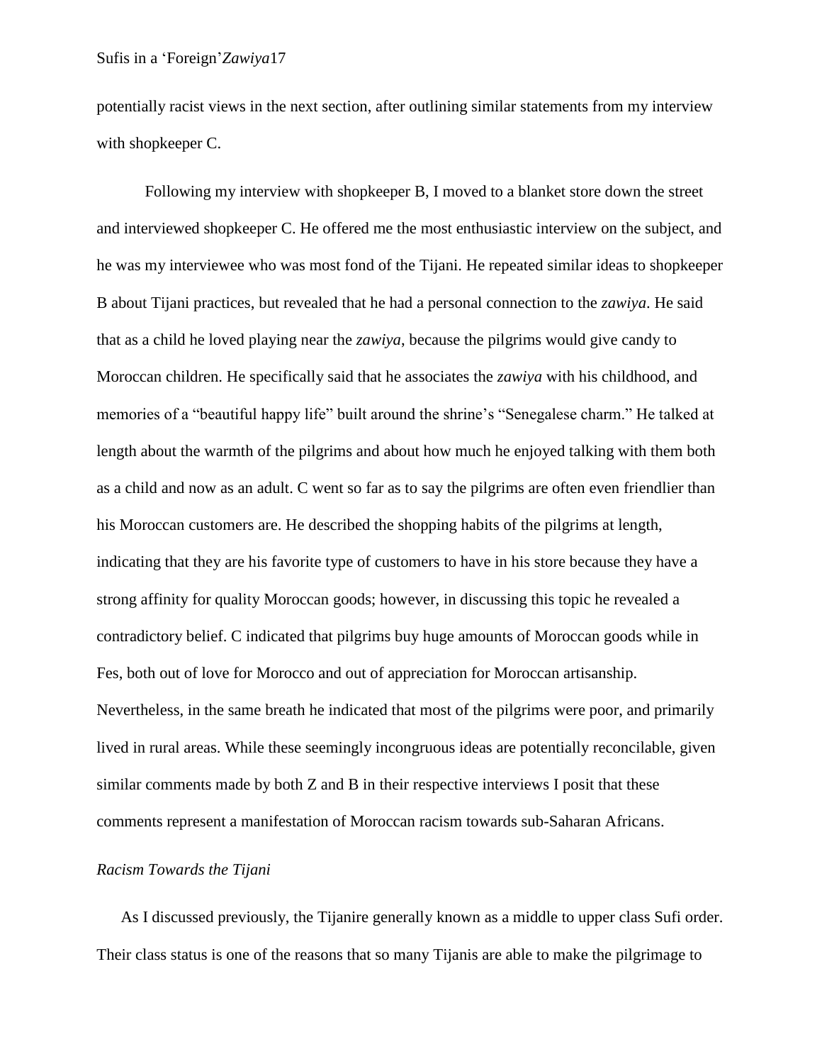potentially racist views in the next section, after outlining similar statements from my interview with shopkeeper C.

Following my interview with shopkeeper B, I moved to a blanket store down the street and interviewed shopkeeper C. He offered me the most enthusiastic interview on the subject, and he was my interviewee who was most fond of the Tijani. He repeated similar ideas to shopkeeper B about Tijani practices, but revealed that he had a personal connection to the *zawiya*. He said that as a child he loved playing near the *zawiya*, because the pilgrims would give candy to Moroccan children. He specifically said that he associates the *zawiya* with his childhood, and memories of a "beautiful happy life" built around the shrine's "Senegalese charm." He talked at length about the warmth of the pilgrims and about how much he enjoyed talking with them both as a child and now as an adult. C went so far as to say the pilgrims are often even friendlier than his Moroccan customers are. He described the shopping habits of the pilgrims at length, indicating that they are his favorite type of customers to have in his store because they have a strong affinity for quality Moroccan goods; however, in discussing this topic he revealed a contradictory belief. C indicated that pilgrims buy huge amounts of Moroccan goods while in Fes, both out of love for Morocco and out of appreciation for Moroccan artisanship. Nevertheless, in the same breath he indicated that most of the pilgrims were poor, and primarily lived in rural areas. While these seemingly incongruous ideas are potentially reconcilable, given similar comments made by both Z and B in their respective interviews I posit that these comments represent a manifestation of Moroccan racism towards sub-Saharan Africans.

*Racism Towards the Tijani*

As I discussed previously, the Tijanire generally known as a middle to upper class Sufi order. Their class status is one of the reasons that so many Tijanis are able to make the pilgrimage to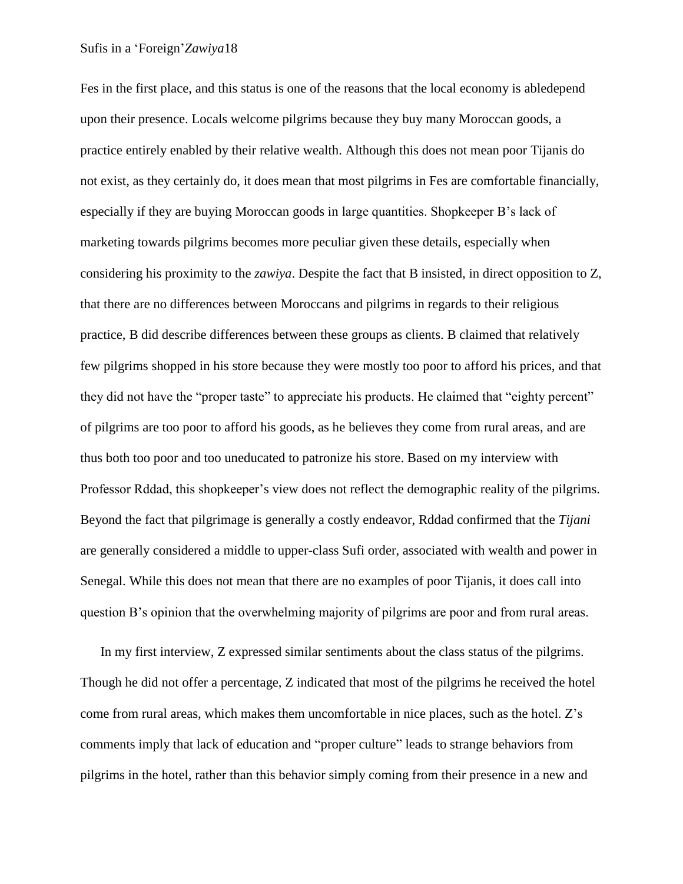Fes in the first place, and this status is one of the reasons that the local economy is abledepend upon their presence. Locals welcome pilgrims because they buy many Moroccan goods, a practice entirely enabled by their relative wealth. Although this does not mean poor Tijanis do not exist, as they certainly do, it does mean that most pilgrims in Fes are comfortable financially, especially if they are buying Moroccan goods in large quantities. Shopkeeper B's lack of marketing towards pilgrims becomes more peculiar given these details, especially when considering his proximity to the *zawiya*. Despite the fact that B insisted, in direct opposition to Z, that there are no differences between Moroccans and pilgrims in regards to their religious practice, B did describe differences between these groups as clients. B claimed that relatively few pilgrims shopped in his store because they were mostly too poor to afford his prices, and that they did not have the "proper taste" to appreciate his products. He claimed that "eighty percent" of pilgrims are too poor to afford his goods, as he believes they come from rural areas, and are thus both too poor and too uneducated to patronize his store. Based on my interview with Professor Rddad, this shopkeeper's view does not reflect the demographic reality of the pilgrims. Beyond the fact that pilgrimage is generally a costly endeavor, Rddad confirmed that the *Tijani* are generally considered a middle to upper-class Sufi order, associated with wealth and power in Senegal. While this does not mean that there are no examples of poor Tijanis, it does call into question B's opinion that the overwhelming majority of pilgrims are poor and from rural areas.

In my first interview, Z expressed similar sentiments about the class status of the pilgrims. Though he did not offer a percentage, Z indicated that most of the pilgrims he received the hotel come from rural areas, which makes them uncomfortable in nice places, such as the hotel. Z's comments imply that lack of education and "proper culture" leads to strange behaviors from pilgrims in the hotel, rather than this behavior simply coming from their presence in a new and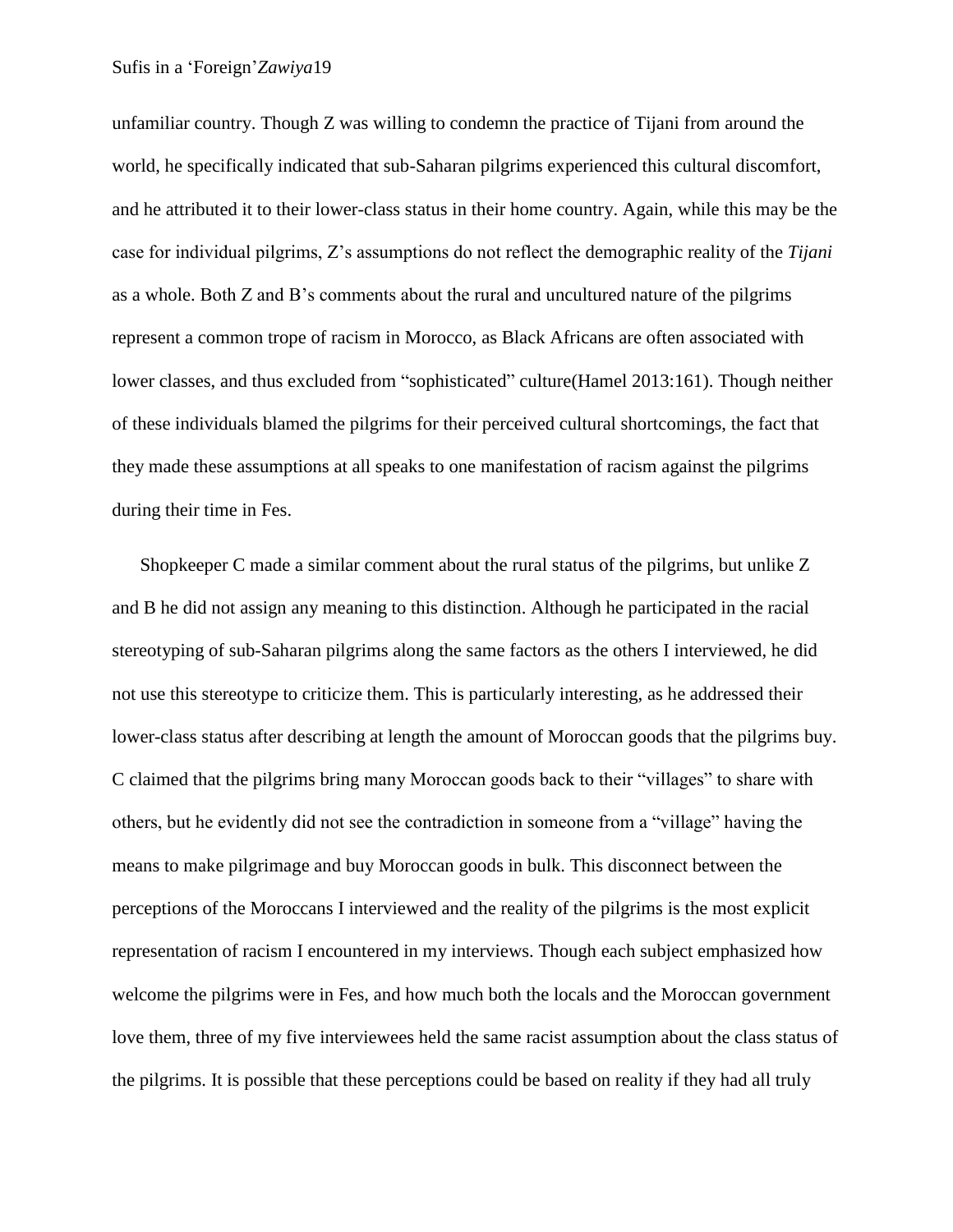unfamiliar country. Though Z was willing to condemn the practice of Tijani from around the world, he specifically indicated that sub-Saharan pilgrims experienced this cultural discomfort, and he attributed it to their lower-class status in their home country. Again, while this may be the case for individual pilgrims, Z's assumptions do not reflect the demographic reality of the *Tijani* as a whole. Both Z and B's comments about the rural and uncultured nature of the pilgrims represent a common trope of racism in Morocco, as Black Africans are often associated with lower classes, and thus excluded from "sophisticated" culture(Hamel 2013:161). Though neither of these individuals blamed the pilgrims for their perceived cultural shortcomings, the fact that they made these assumptions at all speaks to one manifestation of racism against the pilgrims during their time in Fes.

Shopkeeper C made a similar comment about the rural status of the pilgrims, but unlike Z and B he did not assign any meaning to this distinction. Although he participated in the racial stereotyping of sub-Saharan pilgrims along the same factors as the others I interviewed, he did not use this stereotype to criticize them. This is particularly interesting, as he addressed their lower-class status after describing at length the amount of Moroccan goods that the pilgrims buy. C claimed that the pilgrims bring many Moroccan goods back to their "villages" to share with others, but he evidently did not see the contradiction in someone from a "village" having the means to make pilgrimage and buy Moroccan goods in bulk. This disconnect between the perceptions of the Moroccans I interviewed and the reality of the pilgrims is the most explicit representation of racism I encountered in my interviews. Though each subject emphasized how welcome the pilgrims were in Fes, and how much both the locals and the Moroccan government love them, three of my five interviewees held the same racist assumption about the class status of the pilgrims. It is possible that these perceptions could be based on reality if they had all truly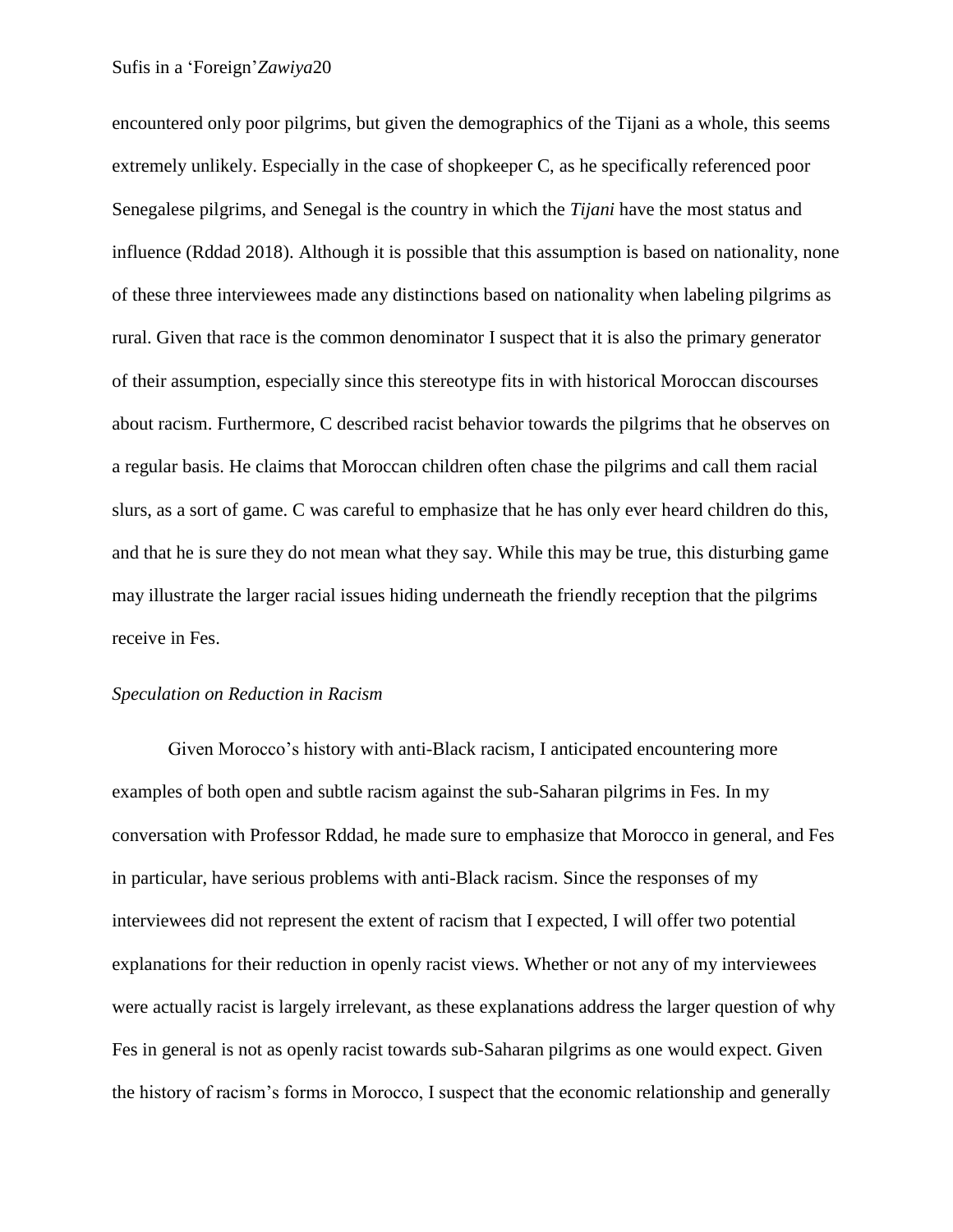encountered only poor pilgrims, but given the demographics of the Tijani as a whole, this seems extremely unlikely. Especially in the case of shopkeeper C, as he specifically referenced poor Senegalese pilgrims, and Senegal is the country in which the *Tijani* have the most status and influence (Rddad 2018). Although it is possible that this assumption is based on nationality, none of these three interviewees made any distinctions based on nationality when labeling pilgrims as rural. Given that race is the common denominator I suspect that it is also the primary generator of their assumption, especially since this stereotype fits in with historical Moroccan discourses about racism. Furthermore, C described racist behavior towards the pilgrims that he observes on a regular basis. He claims that Moroccan children often chase the pilgrims and call them racial slurs, as a sort of game. C was careful to emphasize that he has only ever heard children do this, and that he is sure they do not mean what they say. While this may be true, this disturbing game may illustrate the larger racial issues hiding underneath the friendly reception that the pilgrims receive in Fes.

### *Speculation on Reduction in Racism*

Given Morocco's history with anti-Black racism, I anticipated encountering more examples of both open and subtle racism against the sub-Saharan pilgrims in Fes. In my conversation with Professor Rddad, he made sure to emphasize that Morocco in general, and Fes in particular, have serious problems with anti-Black racism. Since the responses of my interviewees did not represent the extent of racism that I expected, I will offer two potential explanations for their reduction in openly racist views. Whether or not any of my interviewees were actually racist is largely irrelevant, as these explanations address the larger question of why Fes in general is not as openly racist towards sub-Saharan pilgrims as one would expect. Given the history of racism's forms in Morocco, I suspect that the economic relationship and generally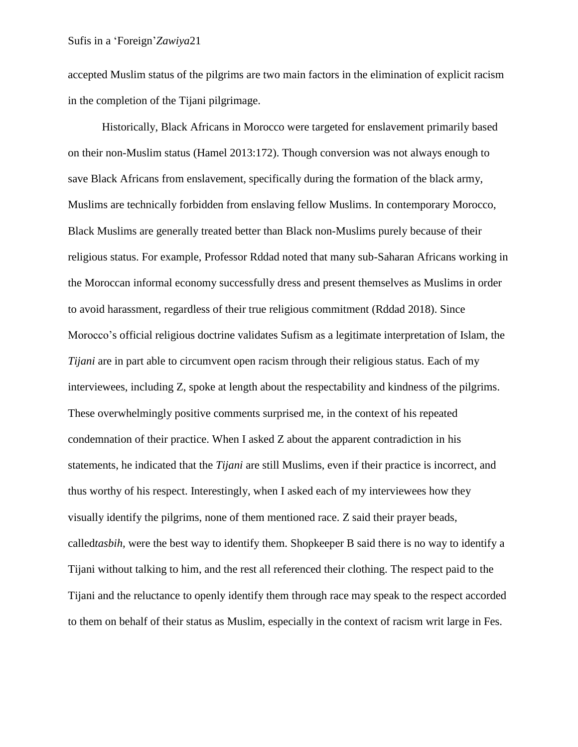accepted Muslim status of the pilgrims are two main factors in the elimination of explicit racism in the completion of the Tijani pilgrimage.

Historically, Black Africans in Morocco were targeted for enslavement primarily based on their non-Muslim status (Hamel 2013:172). Though conversion was not always enough to save Black Africans from enslavement, specifically during the formation of the black army, Muslims are technically forbidden from enslaving fellow Muslims. In contemporary Morocco, Black Muslims are generally treated better than Black non-Muslims purely because of their religious status. For example, Professor Rddad noted that many sub-Saharan Africans working in the Moroccan informal economy successfully dress and present themselves as Muslims in order to avoid harassment, regardless of their true religious commitment (Rddad 2018). Since Morocco's official religious doctrine validates Sufism as a legitimate interpretation of Islam, the *Tijani* are in part able to circumvent open racism through their religious status. Each of my interviewees, including Z, spoke at length about the respectability and kindness of the pilgrims. These overwhelmingly positive comments surprised me, in the context of his repeated condemnation of their practice. When I asked Z about the apparent contradiction in his statements, he indicated that the *Tijani* are still Muslims, even if their practice is incorrect, and thus worthy of his respect. Interestingly, when I asked each of my interviewees how they visually identify the pilgrims, none of them mentioned race. Z said their prayer beads, called*tasbih*, were the best way to identify them. Shopkeeper B said there is no way to identify a Tijani without talking to him, and the rest all referenced their clothing. The respect paid to the Tijani and the reluctance to openly identify them through race may speak to the respect accorded to them on behalf of their status as Muslim, especially in the context of racism writ large in Fes.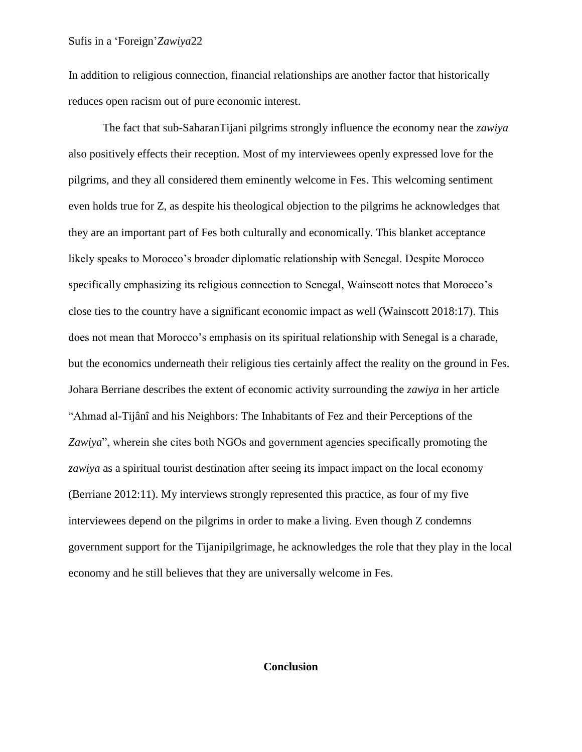In addition to religious connection, financial relationships are another factor that historically reduces open racism out of pure economic interest.

The fact that sub-SaharanTijani pilgrims strongly influence the economy near the *zawiya* also positively effects their reception. Most of my interviewees openly expressed love for the pilgrims, and they all considered them eminently welcome in Fes. This welcoming sentiment even holds true for Z, as despite his theological objection to the pilgrims he acknowledges that they are an important part of Fes both culturally and economically. This blanket acceptance likely speaks to Morocco's broader diplomatic relationship with Senegal. Despite Morocco specifically emphasizing its religious connection to Senegal, Wainscott notes that Morocco's close ties to the country have a significant economic impact as well (Wainscott 2018:17). This does not mean that Morocco's emphasis on its spiritual relationship with Senegal is a charade, but the economics underneath their religious ties certainly affect the reality on the ground in Fes. Johara Berriane describes the extent of economic activity surrounding the *zawiya* in her article "Ahmad al-Tijânî and his Neighbors: The Inhabitants of Fez and their Perceptions of the *Zawiya*", wherein she cites both NGOs and government agencies specifically promoting the *zawiya* as a spiritual tourist destination after seeing its impact impact on the local economy (Berriane 2012:11). My interviews strongly represented this practice, as four of my five interviewees depend on the pilgrims in order to make a living. Even though Z condemns government support for the Tijanipilgrimage, he acknowledges the role that they play in the local economy and he still believes that they are universally welcome in Fes.

## Conclusion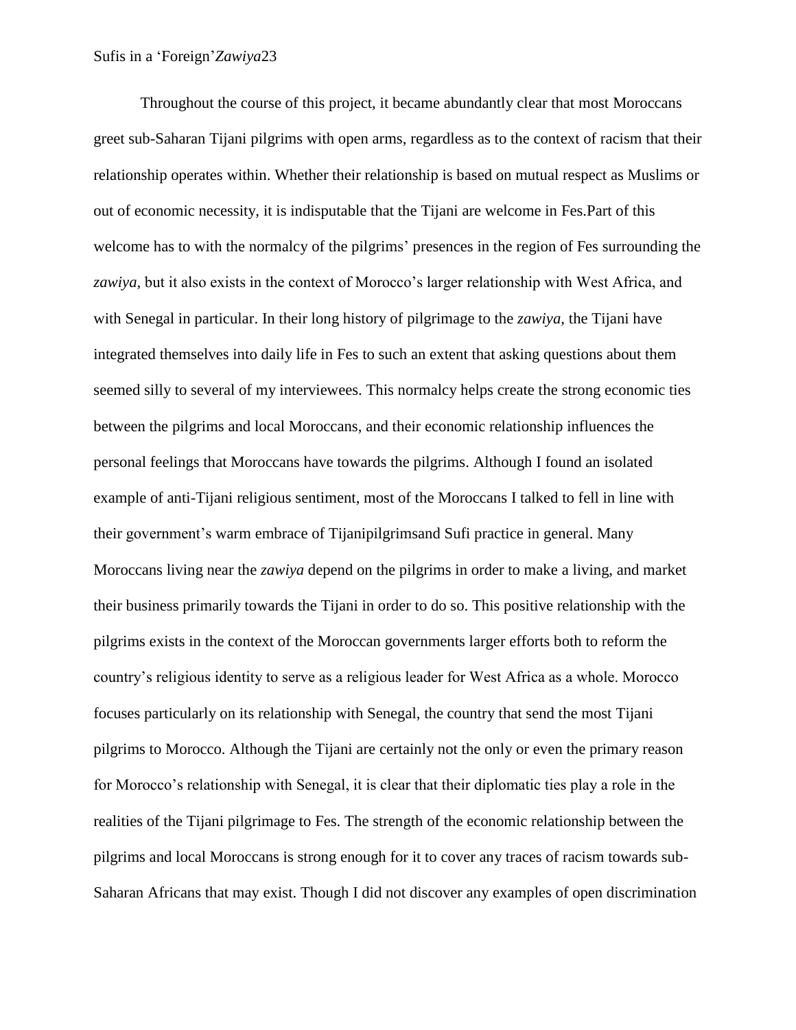Throughout the course of this project, it became abundantly clear that most Moroccans greet sub-Saharan Tijani pilgrims with open arms, regardless as to the context of racism that their relationship operates within. Whether their relationship is based on mutual respect as Muslims or out of economic necessity, it is indisputable that the Tijani are welcome in Fes.Part of this welcome has to with the normalcy of the pilgrims' presences in the region of Fes surrounding the *zawiya*, but it also exists in the context of Morocco's larger relationship with West Africa, and with Senegal in particular. In their long history of pilgrimage to the *zawiya,* the Tijani have integrated themselves into daily life in Fes to such an extent that asking questions about them seemed silly to several of my interviewees. This normalcy helps create the strong economic ties between the pilgrims and local Moroccans, and their economic relationship influences the personal feelings that Moroccans have towards the pilgrims. Although I found an isolated example of anti-Tijani religious sentiment, most of the Moroccans I talked to fell in line with their government's warm embrace of Tijanipilgrimsand Sufi practice in general. Many Moroccans living near the *zawiya* depend on the pilgrims in order to make a living, and market their business primarily towards the Tijani in order to do so. This positive relationship with the pilgrims exists in the context of the Moroccan governments larger efforts both to reform the country's religious identity to serve as a religious leader for West Africa as a whole. Morocco focuses particularly on its relationship with Senegal, the country that send the most Tijani pilgrims to Morocco. Although the Tijani are certainly not the only or even the primary reason for Morocco's relationship with Senegal, it is clear that their diplomatic ties play a role in the realities of the Tijani pilgrimage to Fes. The strength of the economic relationship between the pilgrims and local Moroccans is strong enough for it to cover any traces of racism towards sub-Saharan Africans that may exist. Though I did not discover any examples of open discrimination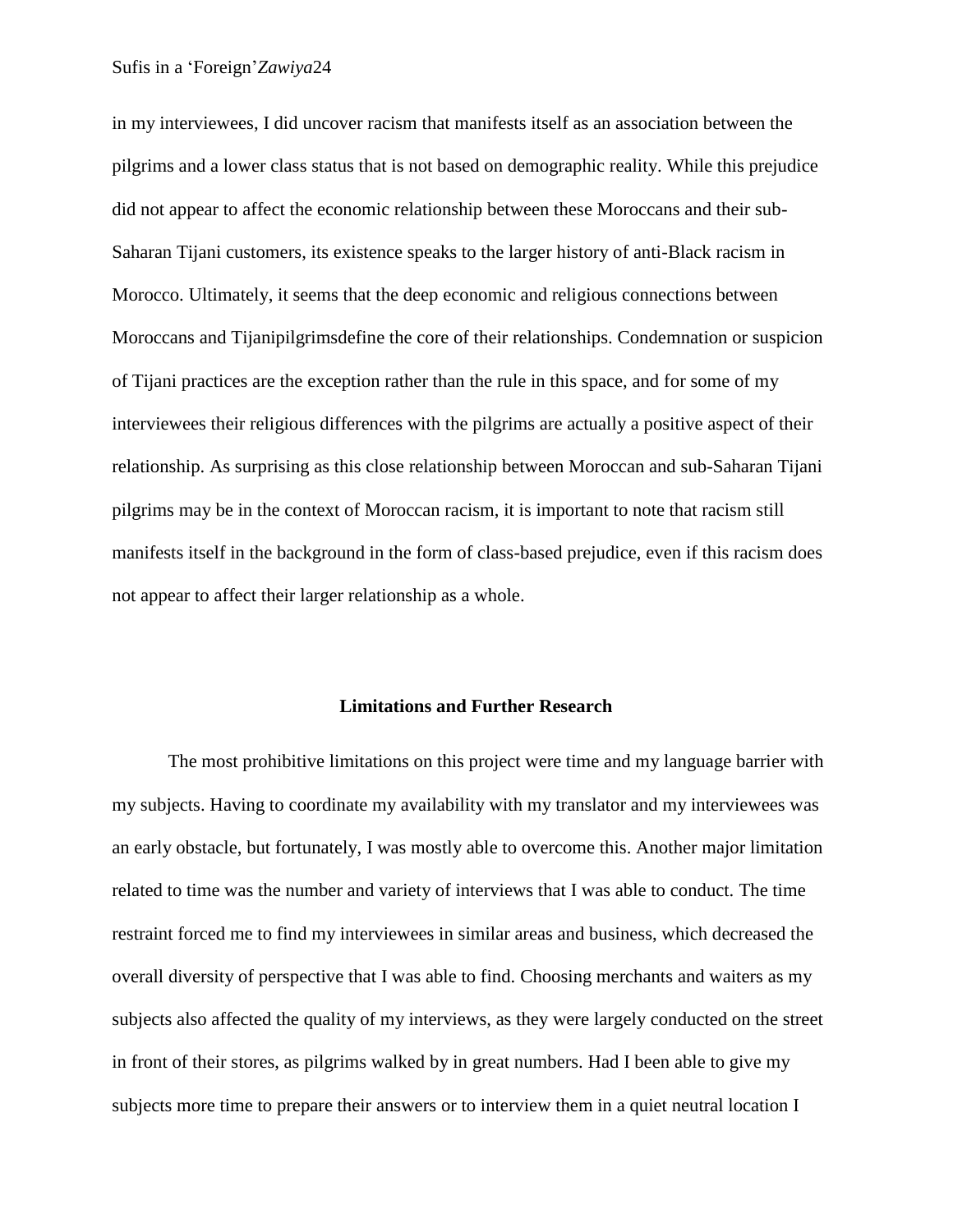in my interviewees, I did uncover racism that manifests itself as an association between the pilgrims and a lower class status that is not based on demographic reality. While this prejudice did not appear to affect the economic relationship between these Moroccans and their sub-Saharan Tijani customers, its existence speaks to the larger history of anti-Black racism in Morocco. Ultimately, it seems that the deep economic and religious connections between Moroccans and Tijanipilgrimsdefine the core of their relationships. Condemnation or suspicion of Tijani practices are the exception rather than the rule in this space, and for some of my interviewees their religious differences with the pilgrims are actually a positive aspect of their relationship. As surprising as this close relationship between Moroccan and sub-Saharan Tijani pilgrims may be in the context of Moroccan racism, it is important to note that racism still manifests itself in the background in the form of class-based prejudice, even if this racism does not appear to affect their larger relationship as a whole.

## Limitations and Further Research

The most prohibitive limitations on this project were time and my language barrier with my subjects. Having to coordinate my availability with my translator and my interviewees was an early obstacle, but fortunately, I was mostly able to overcome this. Another major limitation related to time was the number and variety of interviews that I was able to conduct. The time restraint forced me to find my interviewees in similar areas and business, which decreased the overall diversity of perspective that I was able to find. Choosing merchants and waiters as my subjects also affected the quality of my interviews, as they were largely conducted on the street in front of their stores, as pilgrims walked by in great numbers. Had I been able to give my subjects more time to prepare their answers or to interview them in a quiet neutral location I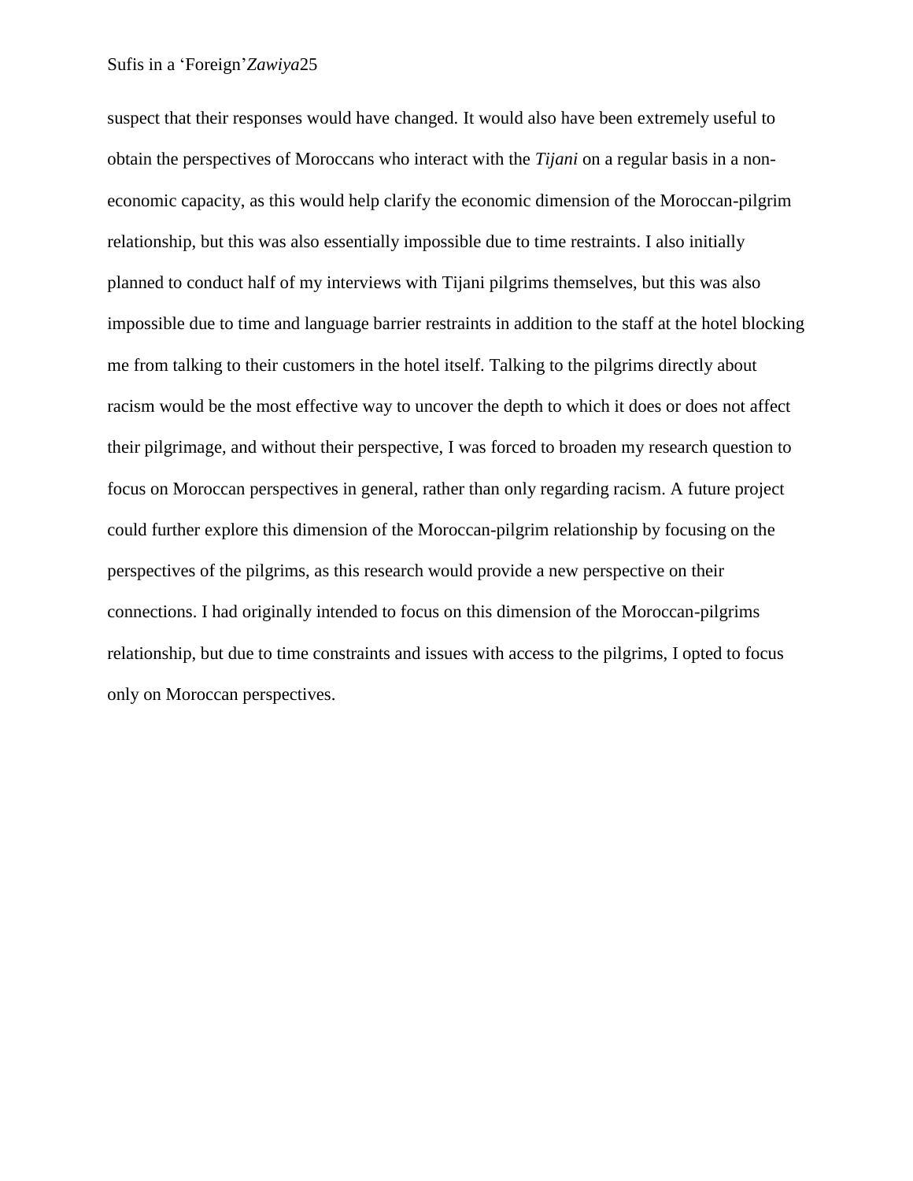suspect that their responses would have changed. It would also have been extremely useful to obtain the perspectives of Moroccans who interact with the *Tijani* on a regular basis in a non-economic capacity, as this would help clarify the economic dimension of the Moroccan-pilgrim relationship, but this was also essentially impossible due to time restraints. I also initially planned to conduct half of my interviews with Tijani pilgrims themselves, but this was also impossible due to time and language barrier restraints in addition to the staff at the hotel blocking me from talking to their customers in the hotel itself. Talking to the pilgrims directly about racism would be the most effective way to uncover the depth to which it does or does not affect their pilgrimage, and without their perspective, I was forced to broaden my research question to focus on Moroccan perspectives in general, rather than only regarding racism. A future project could further explore this dimension of the Moroccan-pilgrim relationship by focusing on the perspectives of the pilgrims, as this research would provide a new perspective on their connections. I had originally intended to focus on this dimension of the Moroccan-pilgrims relationship, but due to time constraints and issues with access to the pilgrims, I opted to focus only on Moroccan perspectives.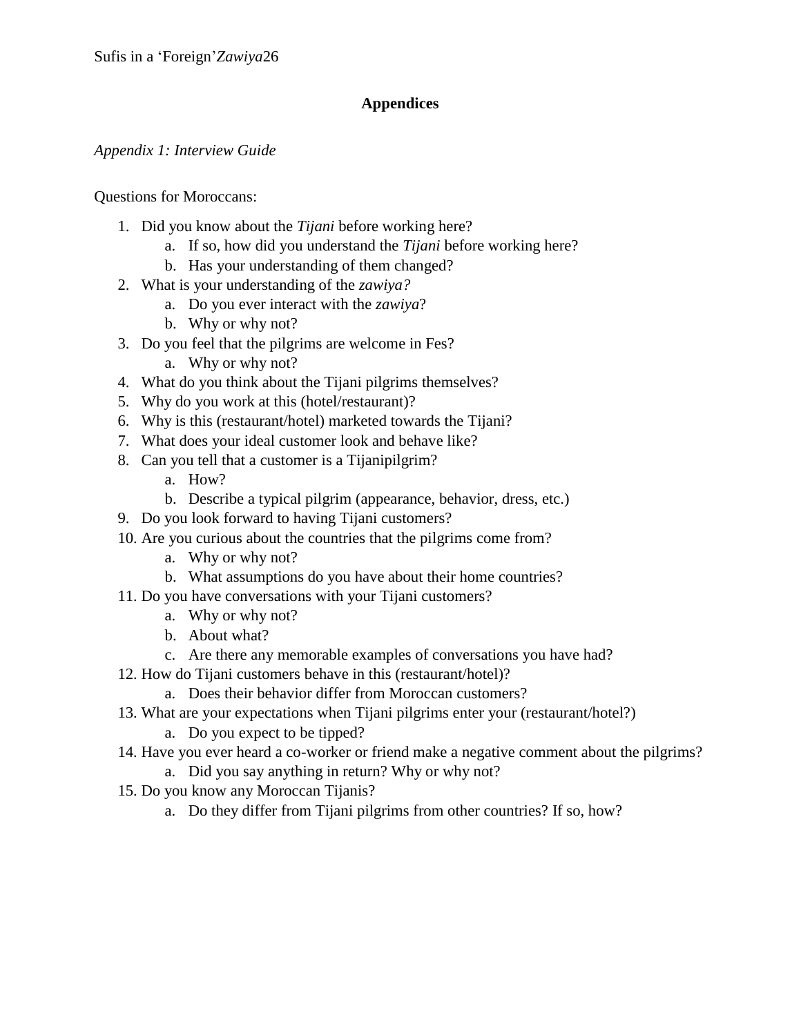## Appendices

*Appendix 1: Interview Guide*

Questions for Moroccans:

1. Did you know about the *Tijani* before working here?
   a. If so, how did you understand the *Tijani* before working here?
   b. Has your understanding of them changed?
2. What is your understanding of the *zawiya?*
   a. Do you ever interact with the *zawiya*?
   b. Why or why not?
3. Do you feel that the pilgrims are welcome in Fes?
   a. Why or why not?
4. What do you think about the Tijani pilgrims themselves?
5. Why do you work at this (hotel/restaurant)?
6. Why is this (restaurant/hotel) marketed towards the Tijani?
7. What does your ideal customer look and behave like?
8. Can you tell that a customer is a Tijanipilgrim?
   a. How?
   b. Describe a typical pilgrim (appearance, behavior, dress, etc.)
9. Do you look forward to having Tijani customers?
10. Are you curious about the countries that the pilgrims come from?
    a. Why or why not?
    b. What assumptions do you have about their home countries?
11. Do you have conversations with your Tijani customers?
    a. Why or why not?
    b. About what?
    c. Are there any memorable examples of conversations you have had?
12. How do Tijani customers behave in this (restaurant/hotel)?
    a. Does their behavior differ from Moroccan customers?
13. What are your expectations when Tijani pilgrims enter your (restaurant/hotel?)
    a. Do you expect to be tipped?
14. Have you ever heard a co-worker or friend make a negative comment about the pilgrims?
    a. Did you say anything in return? Why or why not?
15. Do you know any Moroccan Tijanis?
    a. Do they differ from Tijani pilgrims from other countries? If so, how?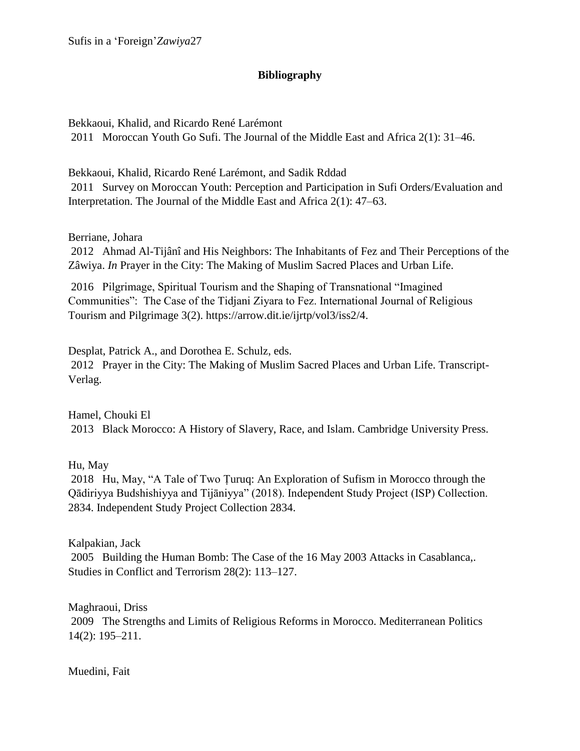## Bibliography

Bekkaoui, Khalid, and Ricardo René Larémont

2011 Moroccan Youth Go Sufi. The Journal of the Middle East and Africa 2(1): 31–46.

Bekkaoui, Khalid, Ricardo René Larémont, and Sadik Rddad

2011 Survey on Moroccan Youth: Perception and Participation in Sufi Orders/Evaluation and Interpretation. The Journal of the Middle East and Africa 2(1): 47–63.

Berriane, Johara

2012 Ahmad Al-Tijânî and His Neighbors: The Inhabitants of Fez and Their Perceptions of the Zâwiya. *In* Prayer in the City: The Making of Muslim Sacred Places and Urban Life.

2016 Pilgrimage, Spiritual Tourism and the Shaping of Transnational "Imagined Communities": The Case of the Tidjani Ziyara to Fez. International Journal of Religious Tourism and Pilgrimage 3(2). https://arrow.dit.ie/ijrtp/vol3/iss2/4.

Desplat, Patrick A., and Dorothea E. Schulz, eds.

2012 Prayer in the City: The Making of Muslim Sacred Places and Urban Life. Transcript-Verlag.

Hamel, Chouki El

2013 Black Morocco: A History of Slavery, Race, and Islam. Cambridge University Press.

Hu, May

2018 Hu, May, "A Tale of Two Ṭuruq: An Exploration of Sufism in Morocco through the Qādiriyya Budshishiyya and Tijāniyya" (2018). Independent Study Project (ISP) Collection. 2834. Independent Study Project Collection 2834.

Kalpakian, Jack

2005 Building the Human Bomb: The Case of the 16 May 2003 Attacks in Casablanca,. Studies in Conflict and Terrorism 28(2): 113–127.

Maghraoui, Driss

2009 The Strengths and Limits of Religious Reforms in Morocco. Mediterranean Politics 14(2): 195–211.

Muedini, Fait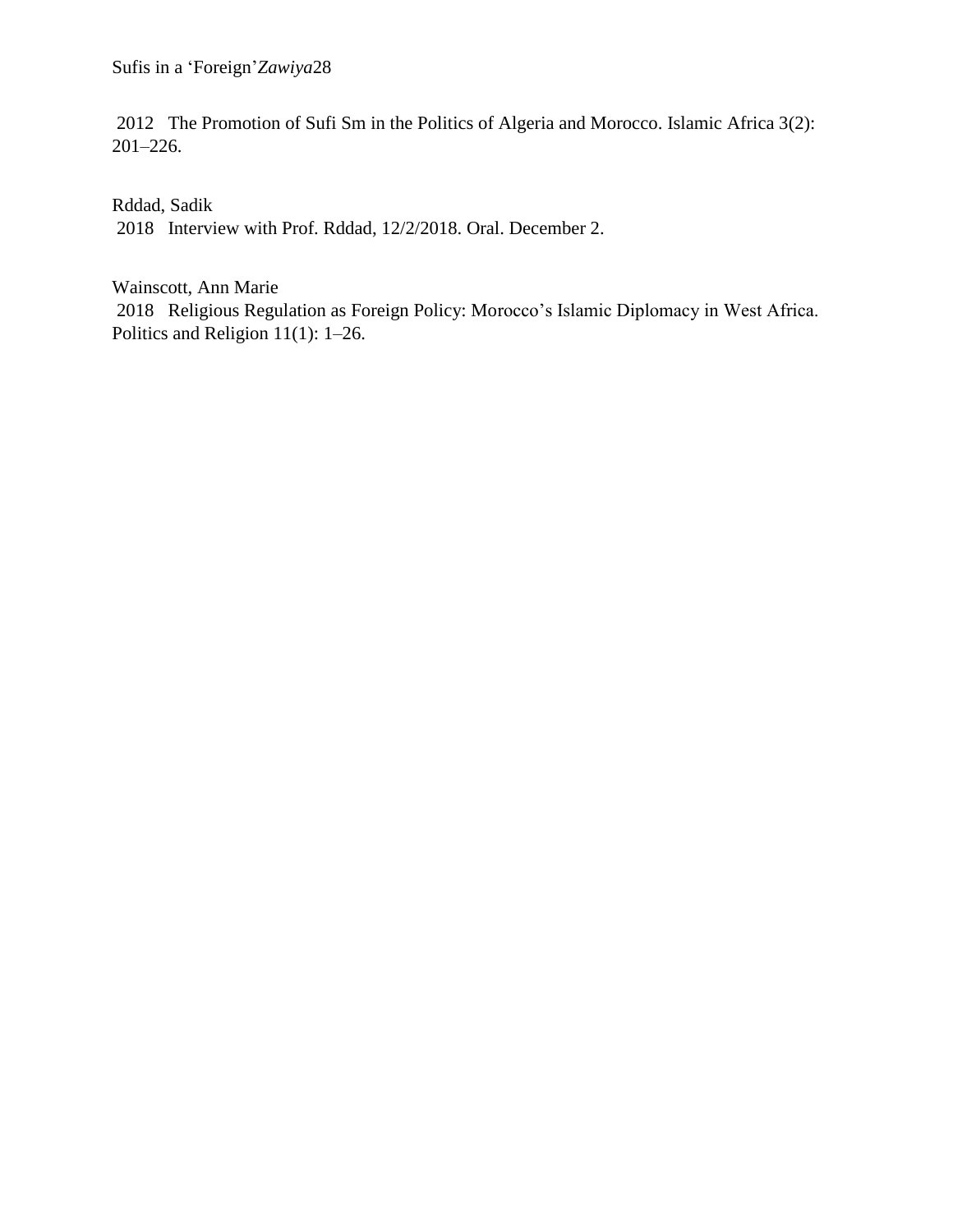2012 The Promotion of Sufi Sm in the Politics of Algeria and Morocco. Islamic Africa 3(2): 201–226.

Rddad, Sadik
2018 Interview with Prof. Rddad, 12/2/2018. Oral. December 2.

Wainscott, Ann Marie
2018 Religious Regulation as Foreign Policy: Morocco's Islamic Diplomacy in West Africa. Politics and Religion 11(1): 1–26.